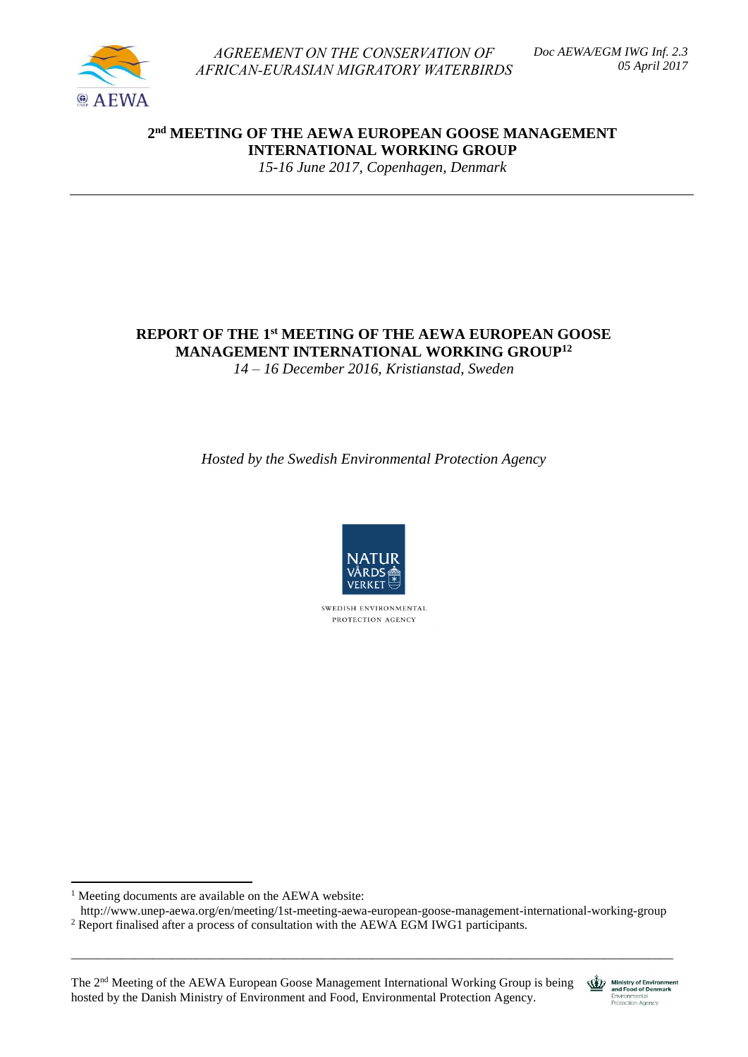AGREEMENT ON THE CONSERVATION OF AFRICAN-EURASIAN MIGRATORY WATERBIRDS

Doc AEWA/EGM IWG Inf. 2.3
05 April 2017

# 2nd MEETING OF THE AEWA EUROPEAN GOOSE MANAGEMENT INTERNATIONAL WORKING GROUP

*15-16 June 2017, Copenhagen, Denmark*

---

# REPORT OF THE 1st MEETING OF THE AEWA EUROPEAN GOOSE MANAGEMENT INTERNATIONAL WORKING GROUP[1][2]

*14 – 16 December 2016, Kristianstad, Sweden*

*Hosted by the Swedish Environmental Protection Agency*

---

[1] Meeting documents are available on the AEWA website: http://www.unep-aewa.org/en/meeting/1st-meeting-aewa-european-goose-management-international-working-group

[2] Report finalised after a process of consultation with the AEWA EGM IWG1 participants.

The 2nd Meeting of the AEWA European Goose Management International Working Group is being hosted by the Danish Ministry of Environment and Food, Environmental Protection Agency.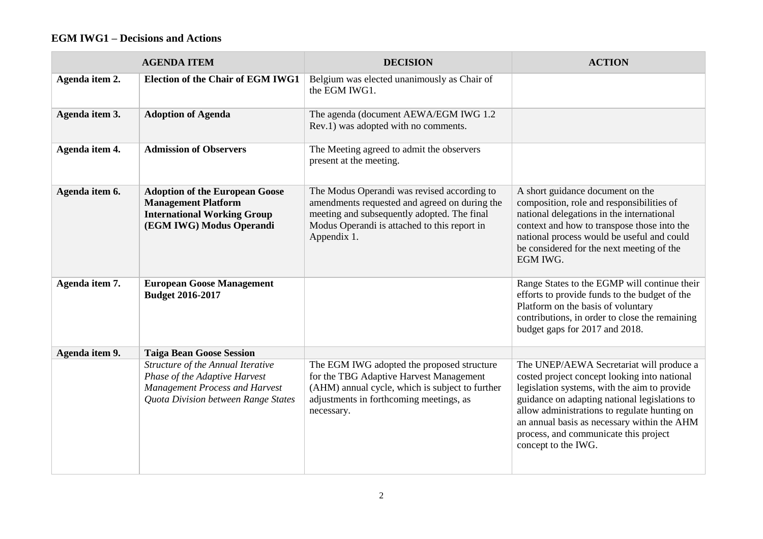**EGM IWG1 – Decisions and Actions**

| AGENDA ITEM | | DECISION | ACTION |
|---|---|---|---|
| **Agenda item 2.** | **Election of the Chair of EGM IWG1** | Belgium was elected unanimously as Chair of the EGM IWG1. | |
| **Agenda item 3.** | **Adoption of Agenda** | The agenda (document AEWA/EGM IWG 1.2 Rev.1) was adopted with no comments. | |
| **Agenda item 4.** | **Admission of Observers** | The Meeting agreed to admit the observers present at the meeting. | |
| **Agenda item 6.** | **Adoption of the European Goose Management Platform International Working Group (EGM IWG) Modus Operandi** | The Modus Operandi was revised according to amendments requested and agreed on during the meeting and subsequently adopted. The final Modus Operandi is attached to this report in Appendix 1. | A short guidance document on the composition, role and responsibilities of national delegations in the international context and how to transpose those into the national process would be useful and could be considered for the next meeting of the EGM IWG. |
| **Agenda item 7.** | **European Goose Management Budget 2016-2017** | | Range States to the EGMP will continue their efforts to provide funds to the budget of the Platform on the basis of voluntary contributions, in order to close the remaining budget gaps for 2017 and 2018. |
| **Agenda item 9.** | **Taiga Bean Goose Session** | | |
| | *Structure of the Annual Iterative Phase of the Adaptive Harvest Management Process and Harvest Quota Division between Range States* | The EGM IWG adopted the proposed structure for the TBG Adaptive Harvest Management (AHM) annual cycle, which is subject to further adjustments in forthcoming meetings, as necessary. | The UNEP/AEWA Secretariat will produce a costed project concept looking into national legislation systems, with the aim to provide guidance on adapting national legislations to allow administrations to regulate hunting on an annual basis as necessary within the AHM process, and communicate this project concept to the IWG. |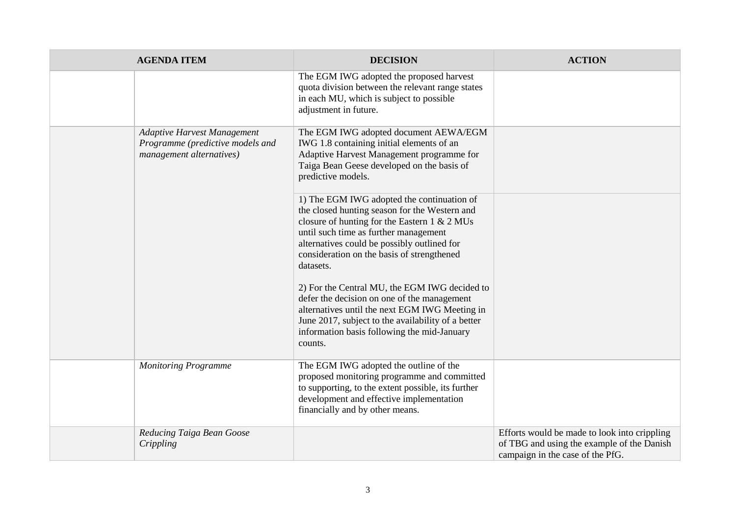| AGENDA ITEM | | DECISION | ACTION |
|---|---|---|---|
| | | The EGM IWG adopted the proposed harvest quota division between the relevant range states in each MU, which is subject to possible adjustment in future. | |
| | *Adaptive Harvest Management Programme (predictive models and management alternatives)* | The EGM IWG adopted document AEWA/EGM IWG 1.8 containing initial elements of an Adaptive Harvest Management programme for Taiga Bean Geese developed on the basis of predictive models. | |
| | | 1) The EGM IWG adopted the continuation of the closed hunting season for the Western and closure of hunting for the Eastern 1 & 2 MUs until such time as further management alternatives could be possibly outlined for consideration on the basis of strengthened datasets.<br><br>2) For the Central MU, the EGM IWG decided to defer the decision on one of the management alternatives until the next EGM IWG Meeting in June 2017, subject to the availability of a better information basis following the mid-January counts. | |
| | *Monitoring Programme* | The EGM IWG adopted the outline of the proposed monitoring programme and committed to supporting, to the extent possible, its further development and effective implementation financially and by other means. | |
| | *Reducing Taiga Bean Goose Crippling* | | Efforts would be made to look into crippling of TBG and using the example of the Danish campaign in the case of the PfG. |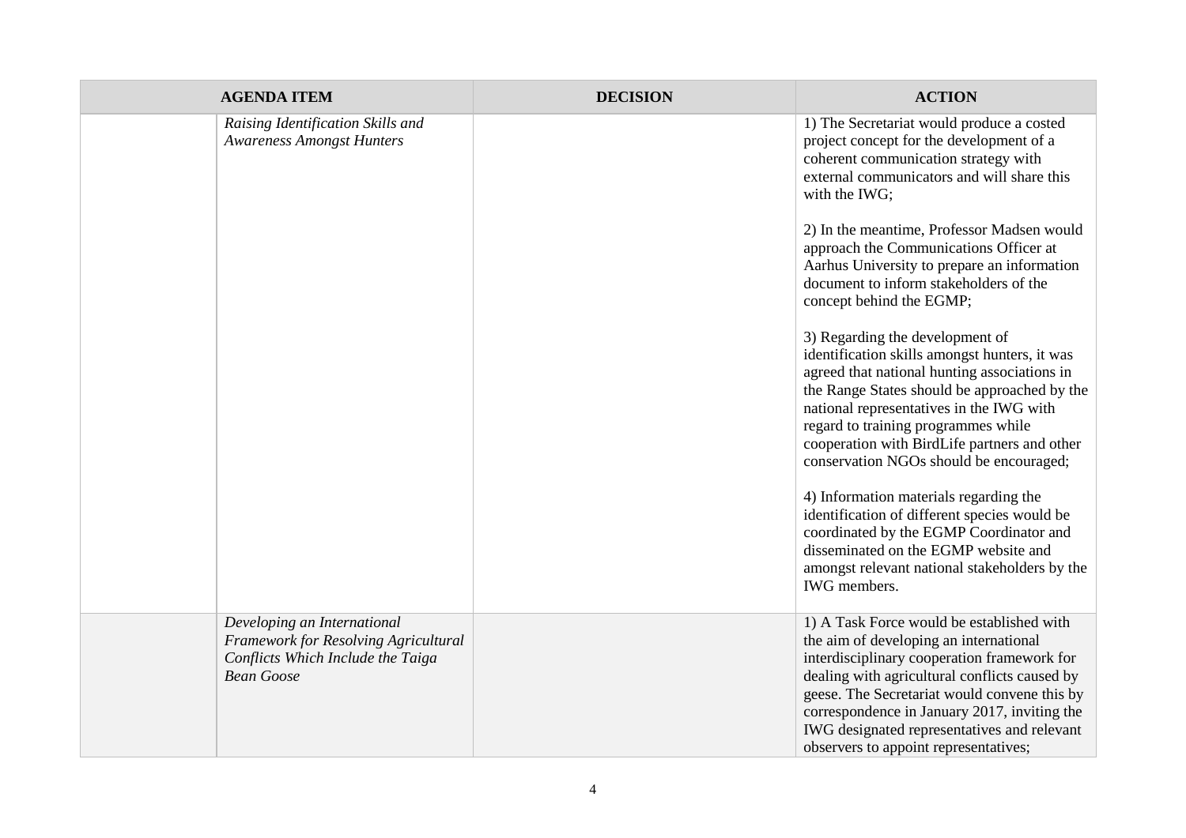| AGENDA ITEM | | DECISION | ACTION |
|---|---|---|---|
| | *Raising Identification Skills and Awareness Amongst Hunters* | | 1) The Secretariat would produce a costed project concept for the development of a coherent communication strategy with external communicators and will share this with the IWG;<br><br>2) In the meantime, Professor Madsen would approach the Communications Officer at Aarhus University to prepare an information document to inform stakeholders of the concept behind the EGMP;<br><br>3) Regarding the development of identification skills amongst hunters, it was agreed that national hunting associations in the Range States should be approached by the national representatives in the IWG with regard to training programmes while cooperation with BirdLife partners and other conservation NGOs should be encouraged;<br><br>4) Information materials regarding the identification of different species would be coordinated by the EGMP Coordinator and disseminated on the EGMP website and amongst relevant national stakeholders by the IWG members. |
| | *Developing an International Framework for Resolving Agricultural Conflicts Which Include the Taiga Bean Goose* | | 1) A Task Force would be established with the aim of developing an international interdisciplinary cooperation framework for dealing with agricultural conflicts caused by geese. The Secretariat would convene this by correspondence in January 2017, inviting the IWG designated representatives and relevant observers to appoint representatives; |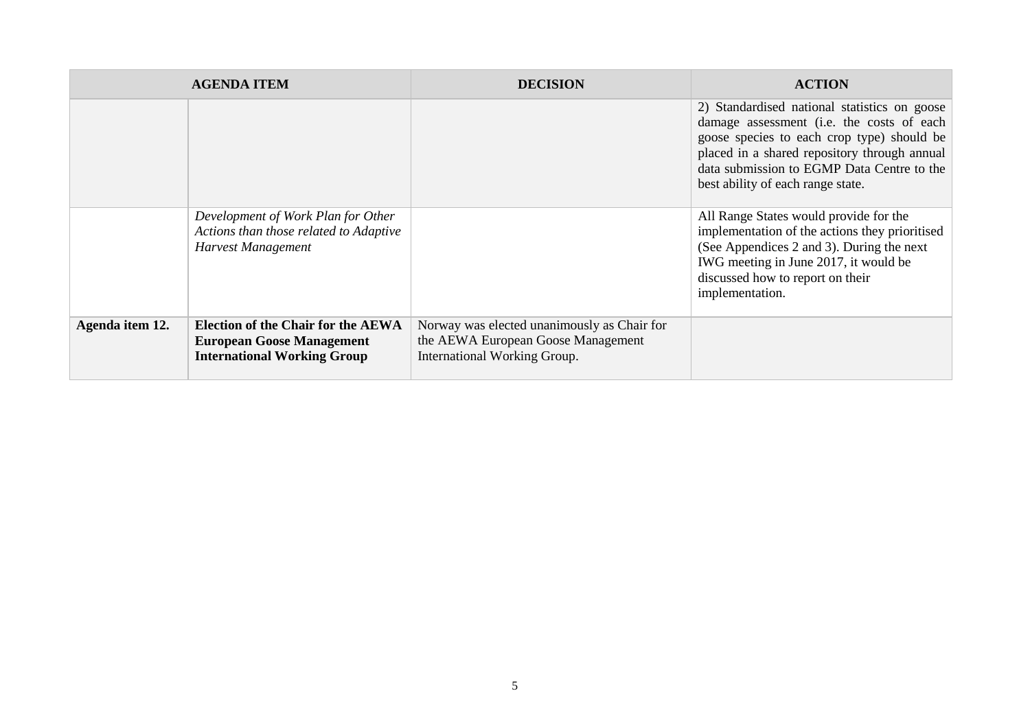| AGENDA ITEM | | DECISION | ACTION |
|---|---|---|---|
| | | | 2) Standardised national statistics on goose damage assessment (i.e. the costs of each goose species to each crop type) should be placed in a shared repository through annual data submission to EGMP Data Centre to the best ability of each range state. |
| | *Development of Work Plan for Other Actions than those related to Adaptive Harvest Management* | | All Range States would provide for the implementation of the actions they prioritised (See Appendices 2 and 3). During the next IWG meeting in June 2017, it would be discussed how to report on their implementation. |
| **Agenda item 12.** | **Election of the Chair for the AEWA European Goose Management International Working Group** | Norway was elected unanimously as Chair for the AEWA European Goose Management International Working Group. | |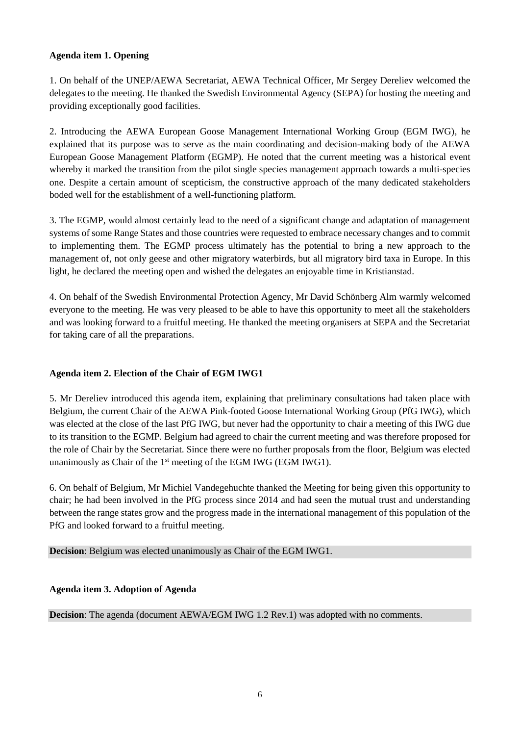**Agenda item 1. Opening**

1. On behalf of the UNEP/AEWA Secretariat, AEWA Technical Officer, Mr Sergey Dereliev welcomed the delegates to the meeting. He thanked the Swedish Environmental Agency (SEPA) for hosting the meeting and providing exceptionally good facilities.

2. Introducing the AEWA European Goose Management International Working Group (EGM IWG), he explained that its purpose was to serve as the main coordinating and decision-making body of the AEWA European Goose Management Platform (EGMP). He noted that the current meeting was a historical event whereby it marked the transition from the pilot single species management approach towards a multi-species one. Despite a certain amount of scepticism, the constructive approach of the many dedicated stakeholders boded well for the establishment of a well-functioning platform.

3. The EGMP, would almost certainly lead to the need of a significant change and adaptation of management systems of some Range States and those countries were requested to embrace necessary changes and to commit to implementing them. The EGMP process ultimately has the potential to bring a new approach to the management of, not only geese and other migratory waterbirds, but all migratory bird taxa in Europe. In this light, he declared the meeting open and wished the delegates an enjoyable time in Kristianstad.

4. On behalf of the Swedish Environmental Protection Agency, Mr David Schönberg Alm warmly welcomed everyone to the meeting. He was very pleased to be able to have this opportunity to meet all the stakeholders and was looking forward to a fruitful meeting. He thanked the meeting organisers at SEPA and the Secretariat for taking care of all the preparations.

**Agenda item 2. Election of the Chair of EGM IWG1**

5. Mr Dereliev introduced this agenda item, explaining that preliminary consultations had taken place with Belgium, the current Chair of the AEWA Pink-footed Goose International Working Group (PfG IWG), which was elected at the close of the last PfG IWG, but never had the opportunity to chair a meeting of this IWG due to its transition to the EGMP. Belgium had agreed to chair the current meeting and was therefore proposed for the role of Chair by the Secretariat. Since there were no further proposals from the floor, Belgium was elected unanimously as Chair of the 1st meeting of the EGM IWG (EGM IWG1).

6. On behalf of Belgium, Mr Michiel Vandegehuchte thanked the Meeting for being given this opportunity to chair; he had been involved in the PfG process since 2014 and had seen the mutual trust and understanding between the range states grow and the progress made in the international management of this population of the PfG and looked forward to a fruitful meeting.

**Decision**: Belgium was elected unanimously as Chair of the EGM IWG1.

**Agenda item 3. Adoption of Agenda**

**Decision**: The agenda (document AEWA/EGM IWG 1.2 Rev.1) was adopted with no comments.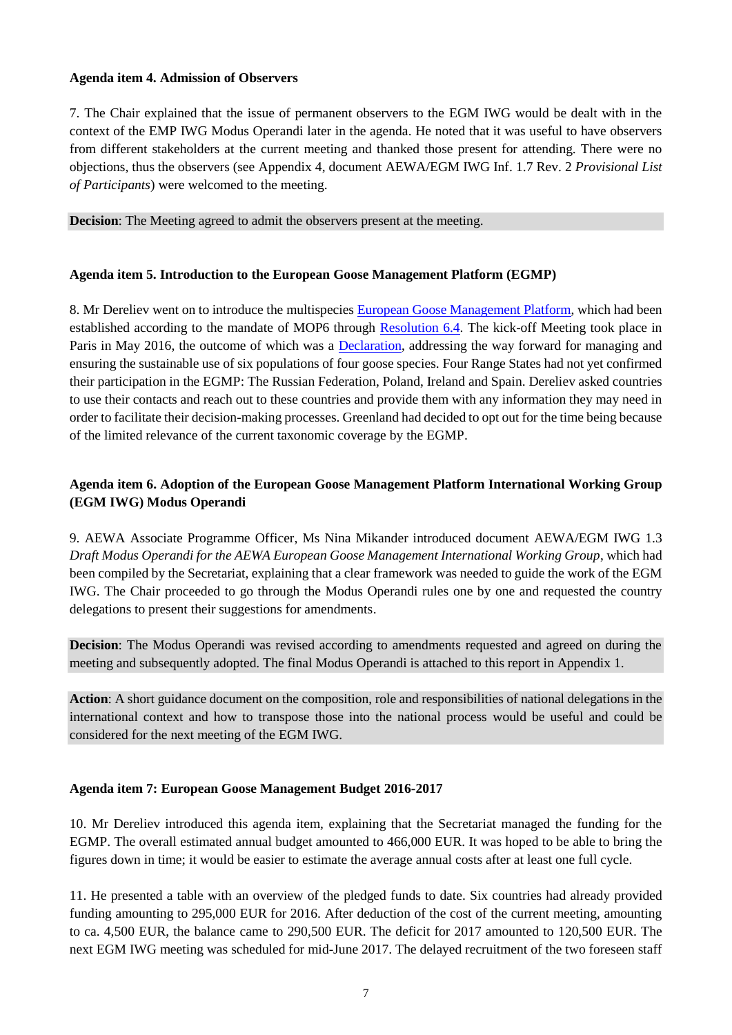**Agenda item 4. Admission of Observers**

7. The Chair explained that the issue of permanent observers to the EGM IWG would be dealt with in the context of the EMP IWG Modus Operandi later in the agenda. He noted that it was useful to have observers from different stakeholders at the current meeting and thanked those present for attending. There were no objections, thus the observers (see Appendix 4, document AEWA/EGM IWG Inf. 1.7 Rev. 2 *Provisional List of Participants*) were welcomed to the meeting.

**Decision**: The Meeting agreed to admit the observers present at the meeting.

**Agenda item 5. Introduction to the European Goose Management Platform (EGMP)**

8. Mr Dereliev went on to introduce the multispecies European Goose Management Platform, which had been established according to the mandate of MOP6 through Resolution 6.4. The kick-off Meeting took place in Paris in May 2016, the outcome of which was a Declaration, addressing the way forward for managing and ensuring the sustainable use of six populations of four goose species. Four Range States had not yet confirmed their participation in the EGMP: The Russian Federation, Poland, Ireland and Spain. Dereliev asked countries to use their contacts and reach out to these countries and provide them with any information they may need in order to facilitate their decision-making processes. Greenland had decided to opt out for the time being because of the limited relevance of the current taxonomic coverage by the EGMP.

**Agenda item 6. Adoption of the European Goose Management Platform International Working Group (EGM IWG) Modus Operandi**

9. AEWA Associate Programme Officer, Ms Nina Mikander introduced document AEWA/EGM IWG 1.3 *Draft Modus Operandi for the AEWA European Goose Management International Working Group*, which had been compiled by the Secretariat, explaining that a clear framework was needed to guide the work of the EGM IWG. The Chair proceeded to go through the Modus Operandi rules one by one and requested the country delegations to present their suggestions for amendments.

**Decision**: The Modus Operandi was revised according to amendments requested and agreed on during the meeting and subsequently adopted. The final Modus Operandi is attached to this report in Appendix 1.

**Action**: A short guidance document on the composition, role and responsibilities of national delegations in the international context and how to transpose those into the national process would be useful and could be considered for the next meeting of the EGM IWG.

**Agenda item 7: European Goose Management Budget 2016-2017**

10. Mr Dereliev introduced this agenda item, explaining that the Secretariat managed the funding for the EGMP. The overall estimated annual budget amounted to 466,000 EUR. It was hoped to be able to bring the figures down in time; it would be easier to estimate the average annual costs after at least one full cycle.

11. He presented a table with an overview of the pledged funds to date. Six countries had already provided funding amounting to 295,000 EUR for 2016. After deduction of the cost of the current meeting, amounting to ca. 4,500 EUR, the balance came to 290,500 EUR. The deficit for 2017 amounted to 120,500 EUR. The next EGM IWG meeting was scheduled for mid-June 2017. The delayed recruitment of the two foreseen staff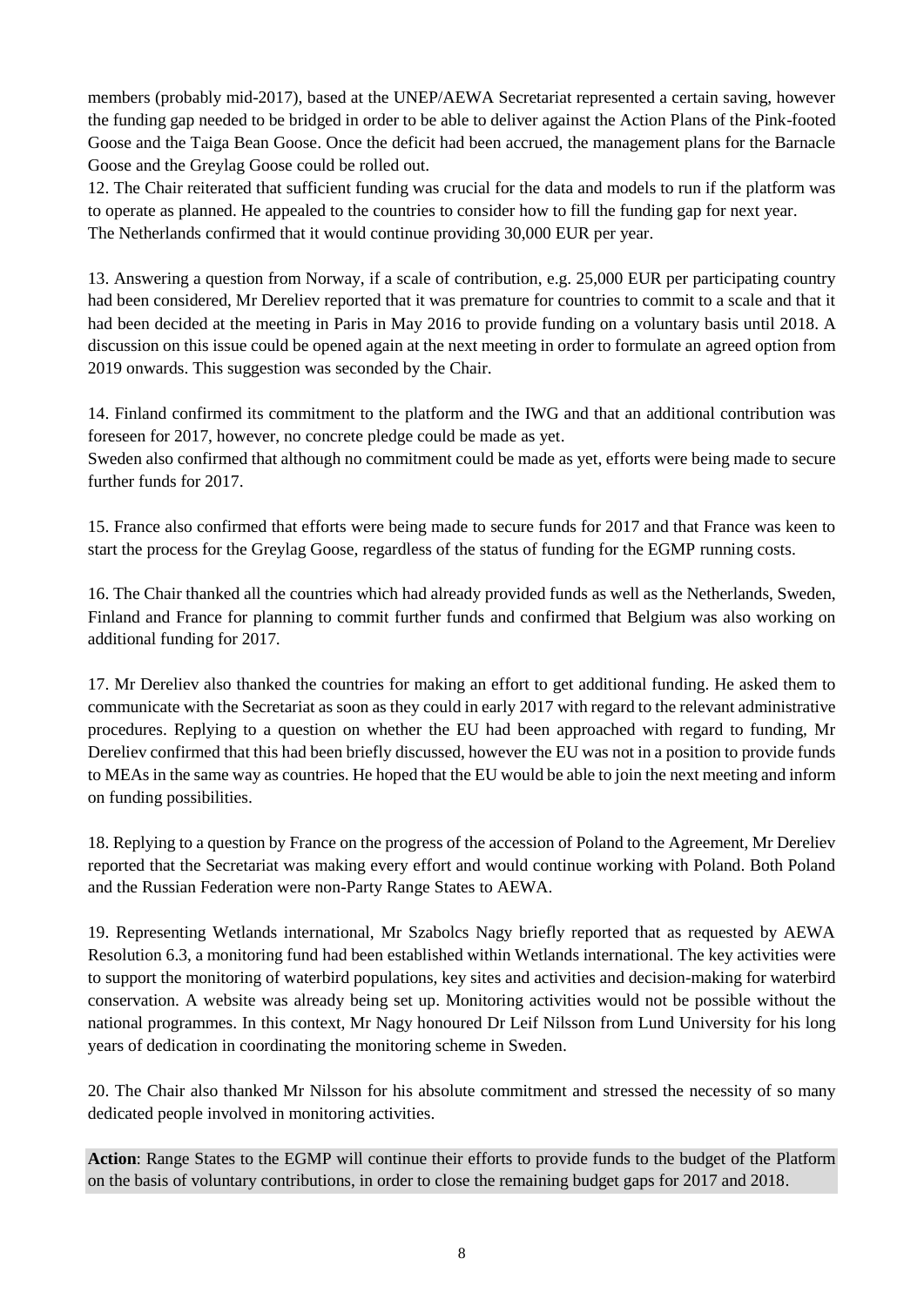members (probably mid-2017), based at the UNEP/AEWA Secretariat represented a certain saving, however the funding gap needed to be bridged in order to be able to deliver against the Action Plans of the Pink-footed Goose and the Taiga Bean Goose. Once the deficit had been accrued, the management plans for the Barnacle Goose and the Greylag Goose could be rolled out.

12. The Chair reiterated that sufficient funding was crucial for the data and models to run if the platform was to operate as planned. He appealed to the countries to consider how to fill the funding gap for next year. The Netherlands confirmed that it would continue providing 30,000 EUR per year.

13. Answering a question from Norway, if a scale of contribution, e.g. 25,000 EUR per participating country had been considered, Mr Dereliev reported that it was premature for countries to commit to a scale and that it had been decided at the meeting in Paris in May 2016 to provide funding on a voluntary basis until 2018. A discussion on this issue could be opened again at the next meeting in order to formulate an agreed option from 2019 onwards. This suggestion was seconded by the Chair.

14. Finland confirmed its commitment to the platform and the IWG and that an additional contribution was foreseen for 2017, however, no concrete pledge could be made as yet.
Sweden also confirmed that although no commitment could be made as yet, efforts were being made to secure further funds for 2017.

15. France also confirmed that efforts were being made to secure funds for 2017 and that France was keen to start the process for the Greylag Goose, regardless of the status of funding for the EGMP running costs.

16. The Chair thanked all the countries which had already provided funds as well as the Netherlands, Sweden, Finland and France for planning to commit further funds and confirmed that Belgium was also working on additional funding for 2017.

17. Mr Dereliev also thanked the countries for making an effort to get additional funding. He asked them to communicate with the Secretariat as soon as they could in early 2017 with regard to the relevant administrative procedures. Replying to a question on whether the EU had been approached with regard to funding, Mr Dereliev confirmed that this had been briefly discussed, however the EU was not in a position to provide funds to MEAs in the same way as countries. He hoped that the EU would be able to join the next meeting and inform on funding possibilities.

18. Replying to a question by France on the progress of the accession of Poland to the Agreement, Mr Dereliev reported that the Secretariat was making every effort and would continue working with Poland. Both Poland and the Russian Federation were non-Party Range States to AEWA.

19. Representing Wetlands international, Mr Szabolcs Nagy briefly reported that as requested by AEWA Resolution 6.3, a monitoring fund had been established within Wetlands international. The key activities were to support the monitoring of waterbird populations, key sites and activities and decision-making for waterbird conservation. A website was already being set up. Monitoring activities would not be possible without the national programmes. In this context, Mr Nagy honoured Dr Leif Nilsson from Lund University for his long years of dedication in coordinating the monitoring scheme in Sweden.

20. The Chair also thanked Mr Nilsson for his absolute commitment and stressed the necessity of so many dedicated people involved in monitoring activities.

**Action**: Range States to the EGMP will continue their efforts to provide funds to the budget of the Platform on the basis of voluntary contributions, in order to close the remaining budget gaps for 2017 and 2018.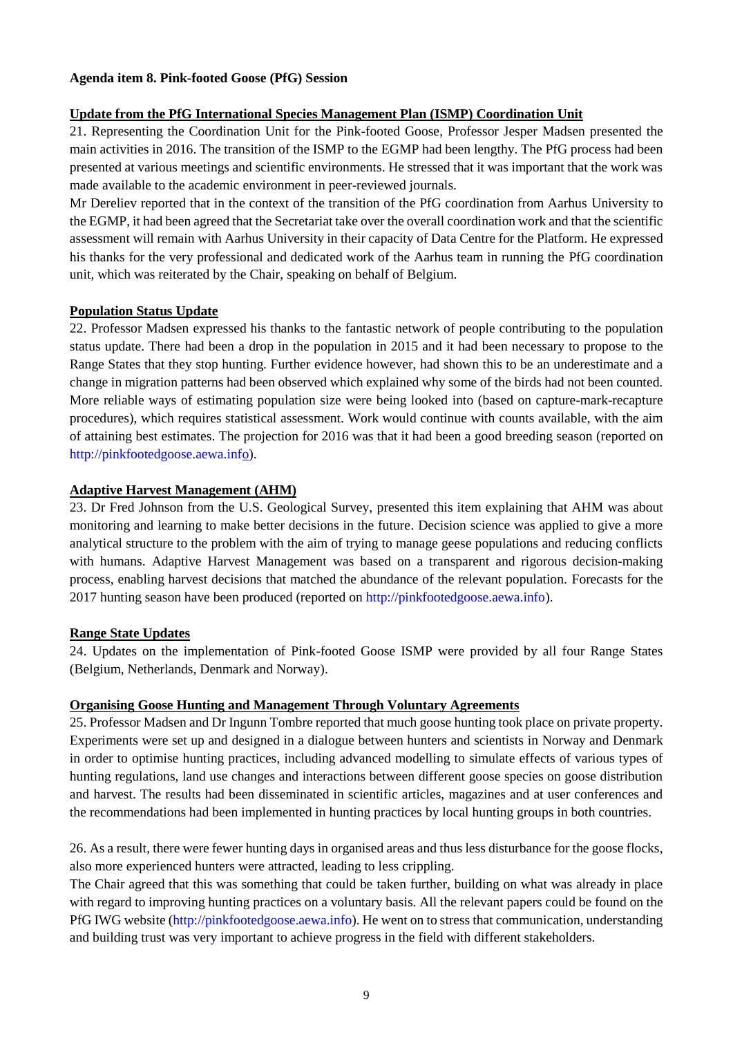**Agenda item 8. Pink-footed Goose (PfG) Session**

**Update from the PfG International Species Management Plan (ISMP) Coordination Unit**

21. Representing the Coordination Unit for the Pink-footed Goose, Professor Jesper Madsen presented the main activities in 2016. The transition of the ISMP to the EGMP had been lengthy. The PfG process had been presented at various meetings and scientific environments. He stressed that it was important that the work was made available to the academic environment in peer-reviewed journals.

Mr Dereliev reported that in the context of the transition of the PfG coordination from Aarhus University to the EGMP, it had been agreed that the Secretariat take over the overall coordination work and that the scientific assessment will remain with Aarhus University in their capacity of Data Centre for the Platform. He expressed his thanks for the very professional and dedicated work of the Aarhus team in running the PfG coordination unit, which was reiterated by the Chair, speaking on behalf of Belgium.

**Population Status Update**

22. Professor Madsen expressed his thanks to the fantastic network of people contributing to the population status update. There had been a drop in the population in 2015 and it had been necessary to propose to the Range States that they stop hunting. Further evidence however, had shown this to be an underestimate and a change in migration patterns had been observed which explained why some of the birds had not been counted. More reliable ways of estimating population size were being looked into (based on capture-mark-recapture procedures), which requires statistical assessment. Work would continue with counts available, with the aim of attaining best estimates. The projection for 2016 was that it had been a good breeding season (reported on http://pinkfootedgoose.aewa.info).

**Adaptive Harvest Management (AHM)**

23. Dr Fred Johnson from the U.S. Geological Survey, presented this item explaining that AHM was about monitoring and learning to make better decisions in the future. Decision science was applied to give a more analytical structure to the problem with the aim of trying to manage geese populations and reducing conflicts with humans. Adaptive Harvest Management was based on a transparent and rigorous decision-making process, enabling harvest decisions that matched the abundance of the relevant population. Forecasts for the 2017 hunting season have been produced (reported on http://pinkfootedgoose.aewa.info).

**Range State Updates**

24. Updates on the implementation of Pink-footed Goose ISMP were provided by all four Range States (Belgium, Netherlands, Denmark and Norway).

**Organising Goose Hunting and Management Through Voluntary Agreements**

25. Professor Madsen and Dr Ingunn Tombre reported that much goose hunting took place on private property. Experiments were set up and designed in a dialogue between hunters and scientists in Norway and Denmark in order to optimise hunting practices, including advanced modelling to simulate effects of various types of hunting regulations, land use changes and interactions between different goose species on goose distribution and harvest. The results had been disseminated in scientific articles, magazines and at user conferences and the recommendations had been implemented in hunting practices by local hunting groups in both countries.

26. As a result, there were fewer hunting days in organised areas and thus less disturbance for the goose flocks, also more experienced hunters were attracted, leading to less crippling.

The Chair agreed that this was something that could be taken further, building on what was already in place with regard to improving hunting practices on a voluntary basis. All the relevant papers could be found on the PfG IWG website (http://pinkfootedgoose.aewa.info). He went on to stress that communication, understanding and building trust was very important to achieve progress in the field with different stakeholders.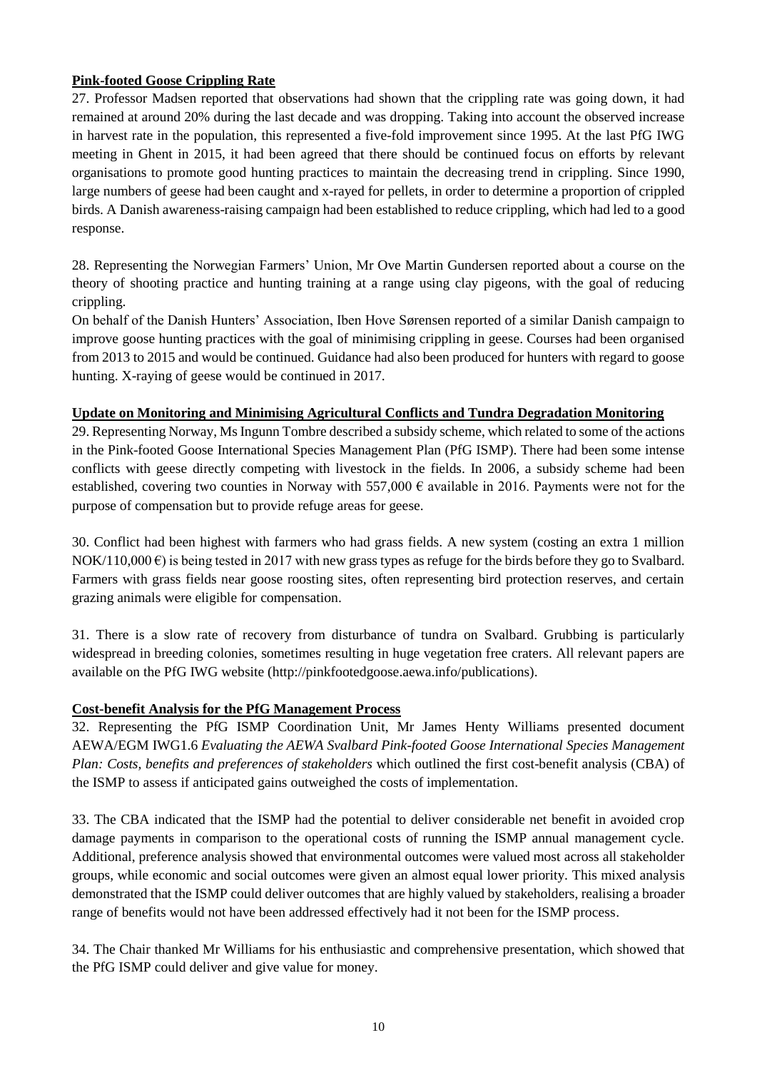**Pink-footed Goose Crippling Rate**

27. Professor Madsen reported that observations had shown that the crippling rate was going down, it had remained at around 20% during the last decade and was dropping. Taking into account the observed increase in harvest rate in the population, this represented a five-fold improvement since 1995. At the last PfG IWG meeting in Ghent in 2015, it had been agreed that there should be continued focus on efforts by relevant organisations to promote good hunting practices to maintain the decreasing trend in crippling. Since 1990, large numbers of geese had been caught and x-rayed for pellets, in order to determine a proportion of crippled birds. A Danish awareness-raising campaign had been established to reduce crippling, which had led to a good response.

28. Representing the Norwegian Farmers' Union, Mr Ove Martin Gundersen reported about a course on the theory of shooting practice and hunting training at a range using clay pigeons, with the goal of reducing crippling.
On behalf of the Danish Hunters' Association, Iben Hove Sørensen reported of a similar Danish campaign to improve goose hunting practices with the goal of minimising crippling in geese. Courses had been organised from 2013 to 2015 and would be continued. Guidance had also been produced for hunters with regard to goose hunting. X-raying of geese would be continued in 2017.

**Update on Monitoring and Minimising Agricultural Conflicts and Tundra Degradation Monitoring**

29. Representing Norway, Ms Ingunn Tombre described a subsidy scheme, which related to some of the actions in the Pink-footed Goose International Species Management Plan (PfG ISMP). There had been some intense conflicts with geese directly competing with livestock in the fields. In 2006, a subsidy scheme had been established, covering two counties in Norway with 557,000 € available in 2016. Payments were not for the purpose of compensation but to provide refuge areas for geese.

30. Conflict had been highest with farmers who had grass fields. A new system (costing an extra 1 million NOK/110,000 €) is being tested in 2017 with new grass types as refuge for the birds before they go to Svalbard. Farmers with grass fields near goose roosting sites, often representing bird protection reserves, and certain grazing animals were eligible for compensation.

31. There is a slow rate of recovery from disturbance of tundra on Svalbard. Grubbing is particularly widespread in breeding colonies, sometimes resulting in huge vegetation free craters. All relevant papers are available on the PfG IWG website (http://pinkfootedgoose.aewa.info/publications).

**Cost-benefit Analysis for the PfG Management Process**

32. Representing the PfG ISMP Coordination Unit, Mr James Henty Williams presented document AEWA/EGM IWG1.6 *Evaluating the AEWA Svalbard Pink-footed Goose International Species Management Plan: Costs, benefits and preferences of stakeholders* which outlined the first cost-benefit analysis (CBA) of the ISMP to assess if anticipated gains outweighed the costs of implementation.

33. The CBA indicated that the ISMP had the potential to deliver considerable net benefit in avoided crop damage payments in comparison to the operational costs of running the ISMP annual management cycle. Additional, preference analysis showed that environmental outcomes were valued most across all stakeholder groups, while economic and social outcomes were given an almost equal lower priority. This mixed analysis demonstrated that the ISMP could deliver outcomes that are highly valued by stakeholders, realising a broader range of benefits would not have been addressed effectively had it not been for the ISMP process.

34. The Chair thanked Mr Williams for his enthusiastic and comprehensive presentation, which showed that the PfG ISMP could deliver and give value for money.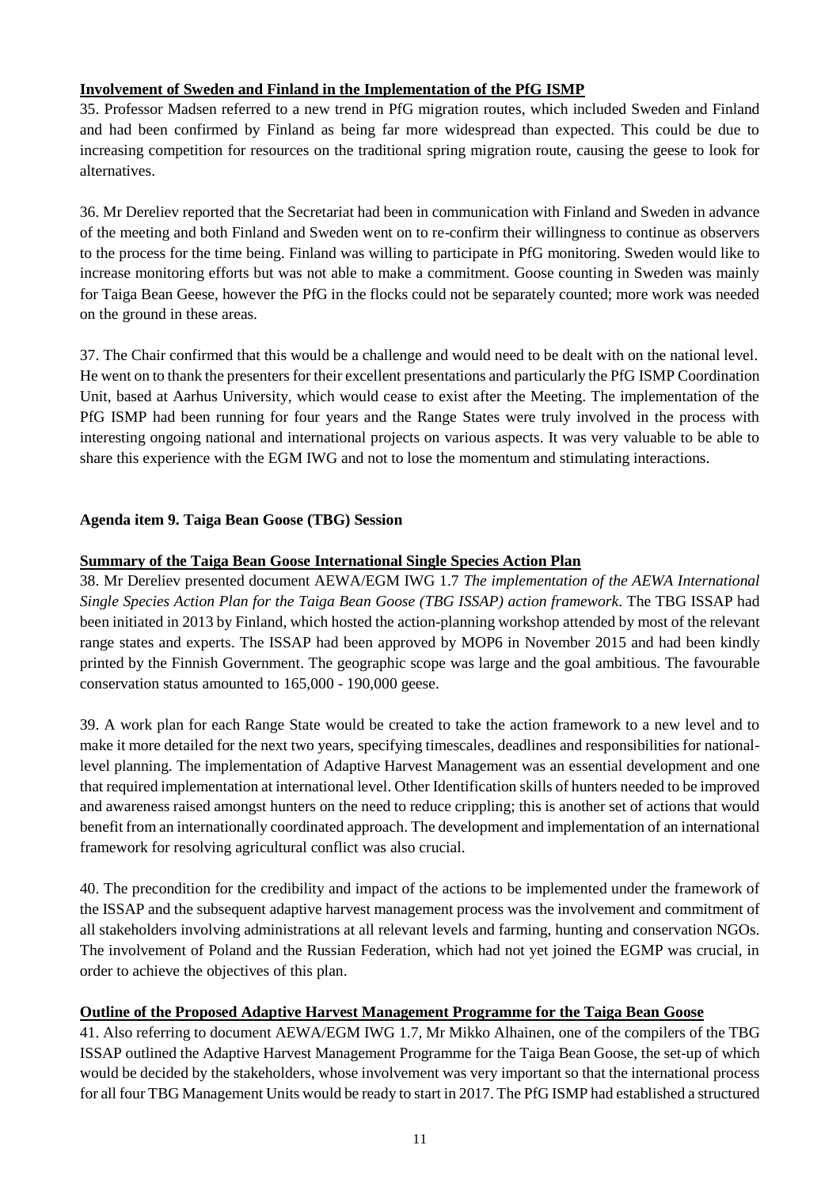**Involvement of Sweden and Finland in the Implementation of the PfG ISMP**

35. Professor Madsen referred to a new trend in PfG migration routes, which included Sweden and Finland and had been confirmed by Finland as being far more widespread than expected. This could be due to increasing competition for resources on the traditional spring migration route, causing the geese to look for alternatives.

36. Mr Dereliev reported that the Secretariat had been in communication with Finland and Sweden in advance of the meeting and both Finland and Sweden went on to re-confirm their willingness to continue as observers to the process for the time being. Finland was willing to participate in PfG monitoring. Sweden would like to increase monitoring efforts but was not able to make a commitment. Goose counting in Sweden was mainly for Taiga Bean Geese, however the PfG in the flocks could not be separately counted; more work was needed on the ground in these areas.

37. The Chair confirmed that this would be a challenge and would need to be dealt with on the national level. He went on to thank the presenters for their excellent presentations and particularly the PfG ISMP Coordination Unit, based at Aarhus University, which would cease to exist after the Meeting. The implementation of the PfG ISMP had been running for four years and the Range States were truly involved in the process with interesting ongoing national and international projects on various aspects. It was very valuable to be able to share this experience with the EGM IWG and not to lose the momentum and stimulating interactions.

**Agenda item 9. Taiga Bean Goose (TBG) Session**

**Summary of the Taiga Bean Goose International Single Species Action Plan**

38. Mr Dereliev presented document AEWA/EGM IWG 1.7 *The implementation of the AEWA International Single Species Action Plan for the Taiga Bean Goose (TBG ISSAP) action framework*. The TBG ISSAP had been initiated in 2013 by Finland, which hosted the action-planning workshop attended by most of the relevant range states and experts. The ISSAP had been approved by MOP6 in November 2015 and had been kindly printed by the Finnish Government. The geographic scope was large and the goal ambitious. The favourable conservation status amounted to 165,000 - 190,000 geese.

39. A work plan for each Range State would be created to take the action framework to a new level and to make it more detailed for the next two years, specifying timescales, deadlines and responsibilities for national-level planning. The implementation of Adaptive Harvest Management was an essential development and one that required implementation at international level. Other Identification skills of hunters needed to be improved and awareness raised amongst hunters on the need to reduce crippling; this is another set of actions that would benefit from an internationally coordinated approach. The development and implementation of an international framework for resolving agricultural conflict was also crucial.

40. The precondition for the credibility and impact of the actions to be implemented under the framework of the ISSAP and the subsequent adaptive harvest management process was the involvement and commitment of all stakeholders involving administrations at all relevant levels and farming, hunting and conservation NGOs. The involvement of Poland and the Russian Federation, which had not yet joined the EGMP was crucial, in order to achieve the objectives of this plan.

**Outline of the Proposed Adaptive Harvest Management Programme for the Taiga Bean Goose**

41. Also referring to document AEWA/EGM IWG 1.7, Mr Mikko Alhainen, one of the compilers of the TBG ISSAP outlined the Adaptive Harvest Management Programme for the Taiga Bean Goose, the set-up of which would be decided by the stakeholders, whose involvement was very important so that the international process for all four TBG Management Units would be ready to start in 2017. The PfG ISMP had established a structured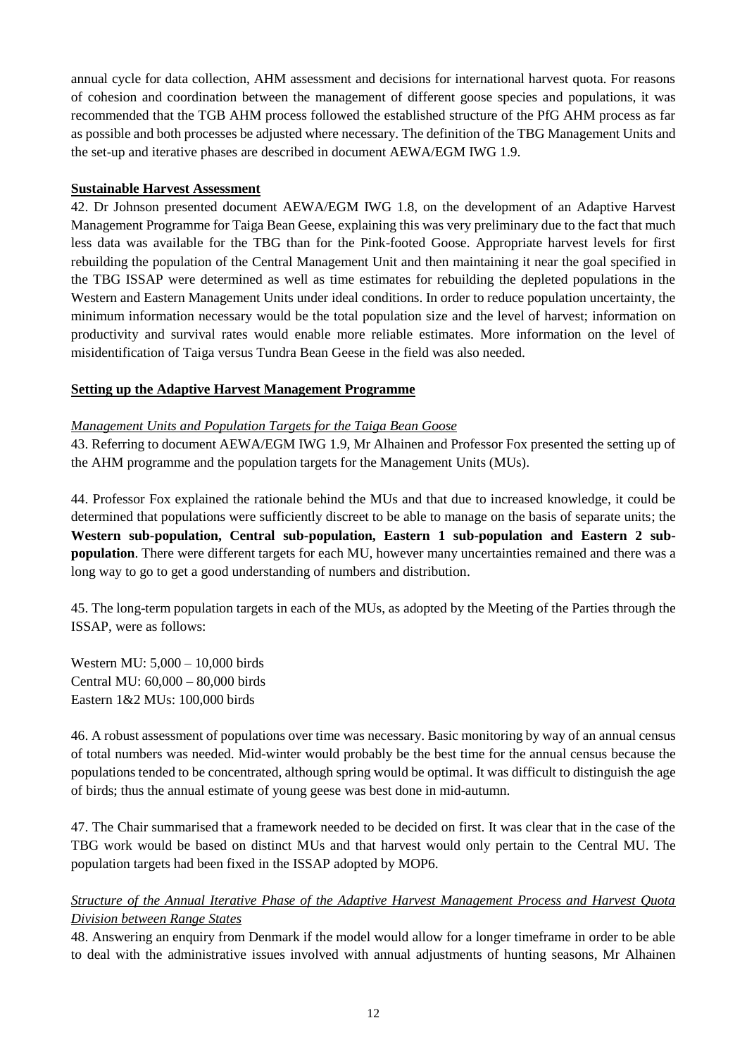annual cycle for data collection, AHM assessment and decisions for international harvest quota. For reasons of cohesion and coordination between the management of different goose species and populations, it was recommended that the TGB AHM process followed the established structure of the PfG AHM process as far as possible and both processes be adjusted where necessary. The definition of the TBG Management Units and the set-up and iterative phases are described in document AEWA/EGM IWG 1.9.

## Sustainable Harvest Assessment

42. Dr Johnson presented document AEWA/EGM IWG 1.8, on the development of an Adaptive Harvest Management Programme for Taiga Bean Geese, explaining this was very preliminary due to the fact that much less data was available for the TBG than for the Pink-footed Goose. Appropriate harvest levels for first rebuilding the population of the Central Management Unit and then maintaining it near the goal specified in the TBG ISSAP were determined as well as time estimates for rebuilding the depleted populations in the Western and Eastern Management Units under ideal conditions. In order to reduce population uncertainty, the minimum information necessary would be the total population size and the level of harvest; information on productivity and survival rates would enable more reliable estimates. More information on the level of misidentification of Taiga versus Tundra Bean Geese in the field was also needed.

## Setting up the Adaptive Harvest Management Programme

### *Management Units and Population Targets for the Taiga Bean Goose*

43. Referring to document AEWA/EGM IWG 1.9, Mr Alhainen and Professor Fox presented the setting up of the AHM programme and the population targets for the Management Units (MUs).

44. Professor Fox explained the rationale behind the MUs and that due to increased knowledge, it could be determined that populations were sufficiently discreet to be able to manage on the basis of separate units; the **Western sub-population, Central sub-population, Eastern 1 sub-population and Eastern 2 sub-population**. There were different targets for each MU, however many uncertainties remained and there was a long way to go to get a good understanding of numbers and distribution.

45. The long-term population targets in each of the MUs, as adopted by the Meeting of the Parties through the ISSAP, were as follows:

Western MU: 5,000 – 10,000 birds
Central MU: 60,000 – 80,000 birds
Eastern 1&2 MUs: 100,000 birds

46. A robust assessment of populations over time was necessary. Basic monitoring by way of an annual census of total numbers was needed. Mid-winter would probably be the best time for the annual census because the populations tended to be concentrated, although spring would be optimal. It was difficult to distinguish the age of birds; thus the annual estimate of young geese was best done in mid-autumn.

47. The Chair summarised that a framework needed to be decided on first. It was clear that in the case of the TBG work would be based on distinct MUs and that harvest would only pertain to the Central MU. The population targets had been fixed in the ISSAP adopted by MOP6.

### *Structure of the Annual Iterative Phase of the Adaptive Harvest Management Process and Harvest Quota Division between Range States*

48. Answering an enquiry from Denmark if the model would allow for a longer timeframe in order to be able to deal with the administrative issues involved with annual adjustments of hunting seasons, Mr Alhainen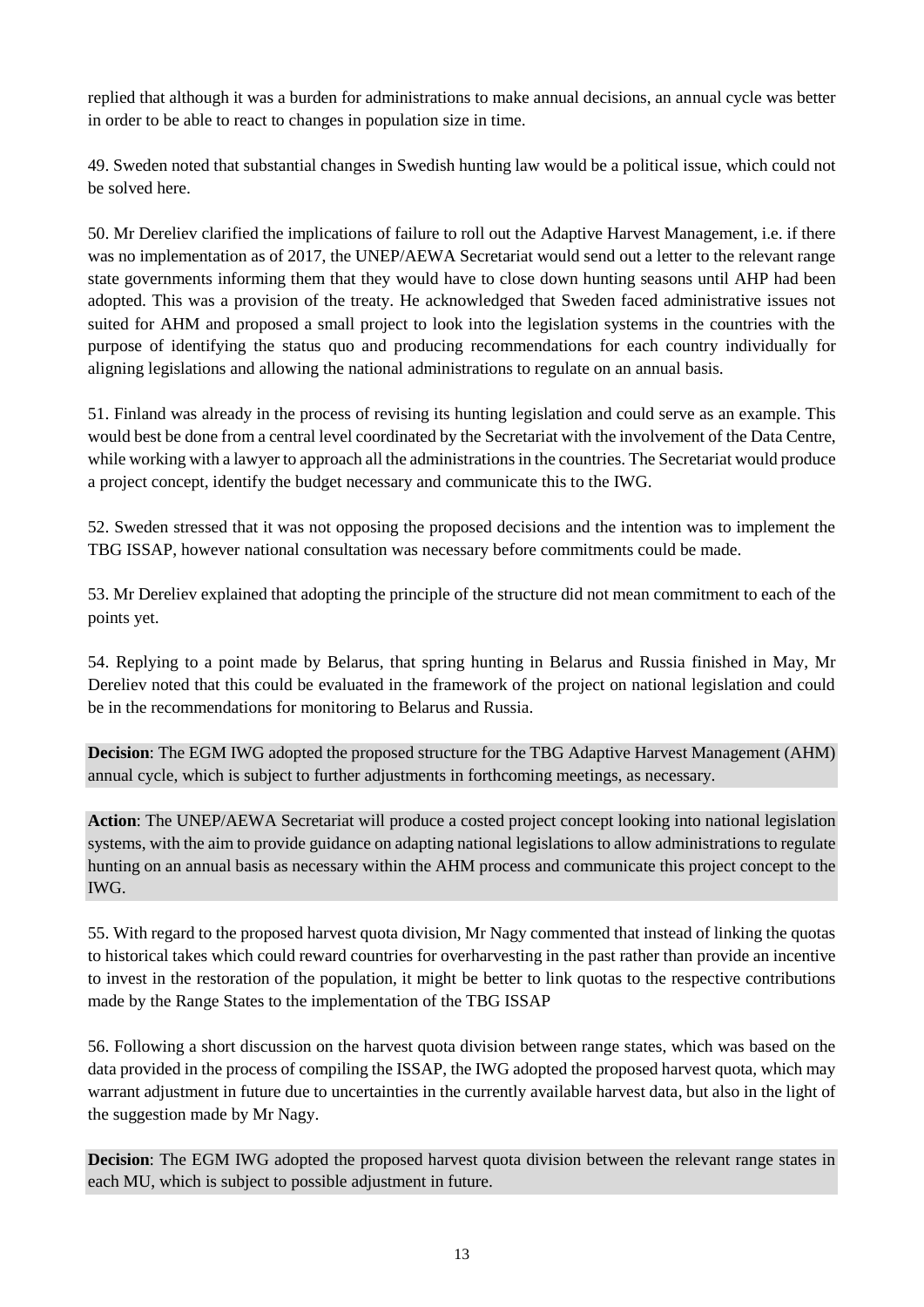replied that although it was a burden for administrations to make annual decisions, an annual cycle was better in order to be able to react to changes in population size in time.

49. Sweden noted that substantial changes in Swedish hunting law would be a political issue, which could not be solved here.

50. Mr Dereliev clarified the implications of failure to roll out the Adaptive Harvest Management, i.e. if there was no implementation as of 2017, the UNEP/AEWA Secretariat would send out a letter to the relevant range state governments informing them that they would have to close down hunting seasons until AHP had been adopted. This was a provision of the treaty. He acknowledged that Sweden faced administrative issues not suited for AHM and proposed a small project to look into the legislation systems in the countries with the purpose of identifying the status quo and producing recommendations for each country individually for aligning legislations and allowing the national administrations to regulate on an annual basis.

51. Finland was already in the process of revising its hunting legislation and could serve as an example. This would best be done from a central level coordinated by the Secretariat with the involvement of the Data Centre, while working with a lawyer to approach all the administrations in the countries. The Secretariat would produce a project concept, identify the budget necessary and communicate this to the IWG.

52. Sweden stressed that it was not opposing the proposed decisions and the intention was to implement the TBG ISSAP, however national consultation was necessary before commitments could be made.

53. Mr Dereliev explained that adopting the principle of the structure did not mean commitment to each of the points yet.

54. Replying to a point made by Belarus, that spring hunting in Belarus and Russia finished in May, Mr Dereliev noted that this could be evaluated in the framework of the project on national legislation and could be in the recommendations for monitoring to Belarus and Russia.

**Decision**: The EGM IWG adopted the proposed structure for the TBG Adaptive Harvest Management (AHM) annual cycle, which is subject to further adjustments in forthcoming meetings, as necessary.

**Action**: The UNEP/AEWA Secretariat will produce a costed project concept looking into national legislation systems, with the aim to provide guidance on adapting national legislations to allow administrations to regulate hunting on an annual basis as necessary within the AHM process and communicate this project concept to the IWG.

55. With regard to the proposed harvest quota division, Mr Nagy commented that instead of linking the quotas to historical takes which could reward countries for overharvesting in the past rather than provide an incentive to invest in the restoration of the population, it might be better to link quotas to the respective contributions made by the Range States to the implementation of the TBG ISSAP

56. Following a short discussion on the harvest quota division between range states, which was based on the data provided in the process of compiling the ISSAP, the IWG adopted the proposed harvest quota, which may warrant adjustment in future due to uncertainties in the currently available harvest data, but also in the light of the suggestion made by Mr Nagy.

**Decision**: The EGM IWG adopted the proposed harvest quota division between the relevant range states in each MU, which is subject to possible adjustment in future.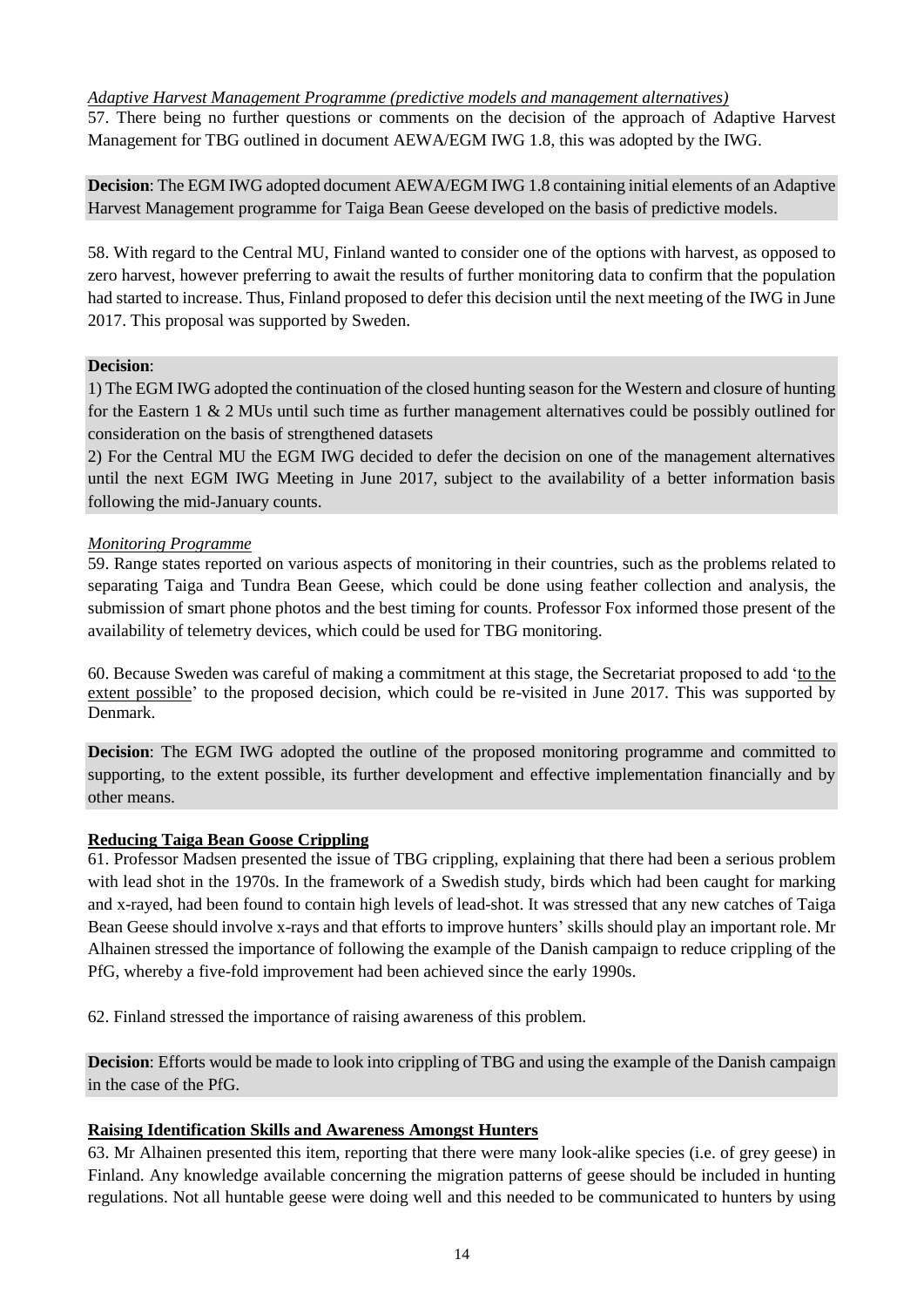*Adaptive Harvest Management Programme (predictive models and management alternatives)*

57. There being no further questions or comments on the decision of the approach of Adaptive Harvest Management for TBG outlined in document AEWA/EGM IWG 1.8, this was adopted by the IWG.

**Decision**: The EGM IWG adopted document AEWA/EGM IWG 1.8 containing initial elements of an Adaptive Harvest Management programme for Taiga Bean Geese developed on the basis of predictive models.

58. With regard to the Central MU, Finland wanted to consider one of the options with harvest, as opposed to zero harvest, however preferring to await the results of further monitoring data to confirm that the population had started to increase. Thus, Finland proposed to defer this decision until the next meeting of the IWG in June 2017. This proposal was supported by Sweden.

**Decision**:

1) The EGM IWG adopted the continuation of the closed hunting season for the Western and closure of hunting for the Eastern 1 & 2 MUs until such time as further management alternatives could be possibly outlined for consideration on the basis of strengthened datasets

2) For the Central MU the EGM IWG decided to defer the decision on one of the management alternatives until the next EGM IWG Meeting in June 2017, subject to the availability of a better information basis following the mid-January counts.

*Monitoring Programme*

59. Range states reported on various aspects of monitoring in their countries, such as the problems related to separating Taiga and Tundra Bean Geese, which could be done using feather collection and analysis, the submission of smart phone photos and the best timing for counts. Professor Fox informed those present of the availability of telemetry devices, which could be used for TBG monitoring.

60. Because Sweden was careful of making a commitment at this stage, the Secretariat proposed to add '<u>to the extent possible</u>' to the proposed decision, which could be re-visited in June 2017. This was supported by Denmark.

**Decision**: The EGM IWG adopted the outline of the proposed monitoring programme and committed to supporting, to the extent possible, its further development and effective implementation financially and by other means.

## Reducing Taiga Bean Goose Crippling

61. Professor Madsen presented the issue of TBG crippling, explaining that there had been a serious problem with lead shot in the 1970s. In the framework of a Swedish study, birds which had been caught for marking and x-rayed, had been found to contain high levels of lead-shot. It was stressed that any new catches of Taiga Bean Geese should involve x-rays and that efforts to improve hunters' skills should play an important role. Mr Alhainen stressed the importance of following the example of the Danish campaign to reduce crippling of the PfG, whereby a five-fold improvement had been achieved since the early 1990s.

62. Finland stressed the importance of raising awareness of this problem.

**Decision**: Efforts would be made to look into crippling of TBG and using the example of the Danish campaign in the case of the PfG.

## Raising Identification Skills and Awareness Amongst Hunters

63. Mr Alhainen presented this item, reporting that there were many look-alike species (i.e. of grey geese) in Finland. Any knowledge available concerning the migration patterns of geese should be included in hunting regulations. Not all huntable geese were doing well and this needed to be communicated to hunters by using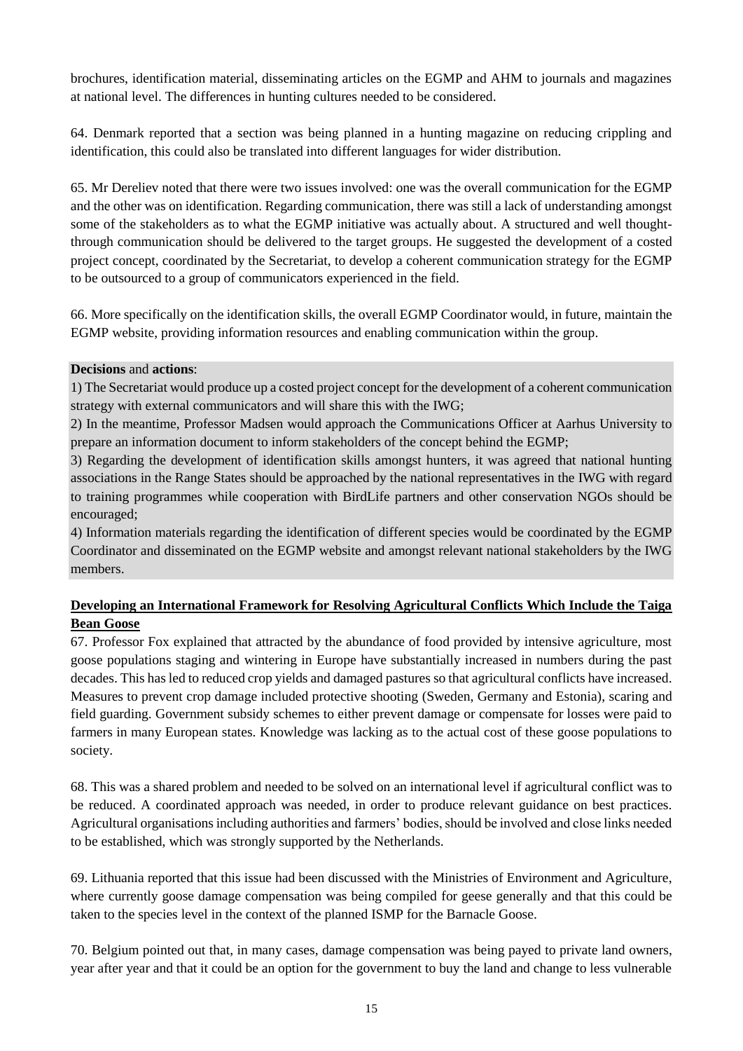brochures, identification material, disseminating articles on the EGMP and AHM to journals and magazines at national level. The differences in hunting cultures needed to be considered.

64. Denmark reported that a section was being planned in a hunting magazine on reducing crippling and identification, this could also be translated into different languages for wider distribution.

65. Mr Dereliev noted that there were two issues involved: one was the overall communication for the EGMP and the other was on identification. Regarding communication, there was still a lack of understanding amongst some of the stakeholders as to what the EGMP initiative was actually about. A structured and well thought-through communication should be delivered to the target groups. He suggested the development of a costed project concept, coordinated by the Secretariat, to develop a coherent communication strategy for the EGMP to be outsourced to a group of communicators experienced in the field.

66. More specifically on the identification skills, the overall EGMP Coordinator would, in future, maintain the EGMP website, providing information resources and enabling communication within the group.

**Decisions** and **actions**:

1) The Secretariat would produce up a costed project concept for the development of a coherent communication strategy with external communicators and will share this with the IWG;

2) In the meantime, Professor Madsen would approach the Communications Officer at Aarhus University to prepare an information document to inform stakeholders of the concept behind the EGMP;

3) Regarding the development of identification skills amongst hunters, it was agreed that national hunting associations in the Range States should be approached by the national representatives in the IWG with regard to training programmes while cooperation with BirdLife partners and other conservation NGOs should be encouraged;

4) Information materials regarding the identification of different species would be coordinated by the EGMP Coordinator and disseminated on the EGMP website and amongst relevant national stakeholders by the IWG members.

## Developing an International Framework for Resolving Agricultural Conflicts Which Include the Taiga Bean Goose

67. Professor Fox explained that attracted by the abundance of food provided by intensive agriculture, most goose populations staging and wintering in Europe have substantially increased in numbers during the past decades. This has led to reduced crop yields and damaged pastures so that agricultural conflicts have increased. Measures to prevent crop damage included protective shooting (Sweden, Germany and Estonia), scaring and field guarding. Government subsidy schemes to either prevent damage or compensate for losses were paid to farmers in many European states. Knowledge was lacking as to the actual cost of these goose populations to society.

68. This was a shared problem and needed to be solved on an international level if agricultural conflict was to be reduced. A coordinated approach was needed, in order to produce relevant guidance on best practices. Agricultural organisations including authorities and farmers' bodies, should be involved and close links needed to be established, which was strongly supported by the Netherlands.

69. Lithuania reported that this issue had been discussed with the Ministries of Environment and Agriculture, where currently goose damage compensation was being compiled for geese generally and that this could be taken to the species level in the context of the planned ISMP for the Barnacle Goose.

70. Belgium pointed out that, in many cases, damage compensation was being payed to private land owners, year after year and that it could be an option for the government to buy the land and change to less vulnerable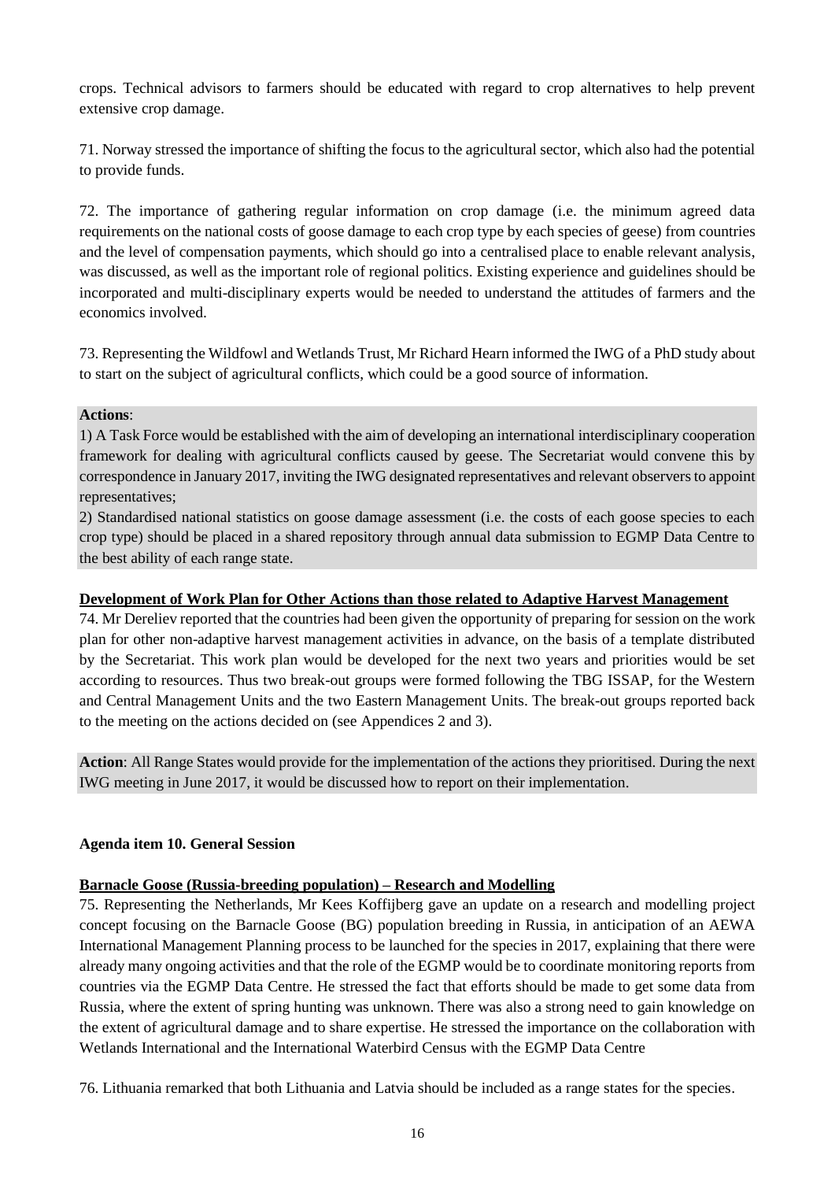crops. Technical advisors to farmers should be educated with regard to crop alternatives to help prevent extensive crop damage.

71. Norway stressed the importance of shifting the focus to the agricultural sector, which also had the potential to provide funds.

72. The importance of gathering regular information on crop damage (i.e. the minimum agreed data requirements on the national costs of goose damage to each crop type by each species of geese) from countries and the level of compensation payments, which should go into a centralised place to enable relevant analysis, was discussed, as well as the important role of regional politics. Existing experience and guidelines should be incorporated and multi-disciplinary experts would be needed to understand the attitudes of farmers and the economics involved.

73. Representing the Wildfowl and Wetlands Trust, Mr Richard Hearn informed the IWG of a PhD study about to start on the subject of agricultural conflicts, which could be a good source of information.

**Actions**:
1) A Task Force would be established with the aim of developing an international interdisciplinary cooperation framework for dealing with agricultural conflicts caused by geese. The Secretariat would convene this by correspondence in January 2017, inviting the IWG designated representatives and relevant observers to appoint representatives;
2) Standardised national statistics on goose damage assessment (i.e. the costs of each goose species to each crop type) should be placed in a shared repository through annual data submission to EGMP Data Centre to the best ability of each range state.

**Development of Work Plan for Other Actions than those related to Adaptive Harvest Management**

74. Mr Dereliev reported that the countries had been given the opportunity of preparing for session on the work plan for other non-adaptive harvest management activities in advance, on the basis of a template distributed by the Secretariat. This work plan would be developed for the next two years and priorities would be set according to resources. Thus two break-out groups were formed following the TBG ISSAP, for the Western and Central Management Units and the two Eastern Management Units. The break-out groups reported back to the meeting on the actions decided on (see Appendices 2 and 3).

**Action**: All Range States would provide for the implementation of the actions they prioritised. During the next IWG meeting in June 2017, it would be discussed how to report on their implementation.

**Agenda item 10. General Session**

**Barnacle Goose (Russia-breeding population) – Research and Modelling**

75. Representing the Netherlands, Mr Kees Koffijberg gave an update on a research and modelling project concept focusing on the Barnacle Goose (BG) population breeding in Russia, in anticipation of an AEWA International Management Planning process to be launched for the species in 2017, explaining that there were already many ongoing activities and that the role of the EGMP would be to coordinate monitoring reports from countries via the EGMP Data Centre. He stressed the fact that efforts should be made to get some data from Russia, where the extent of spring hunting was unknown. There was also a strong need to gain knowledge on the extent of agricultural damage and to share expertise. He stressed the importance on the collaboration with Wetlands International and the International Waterbird Census with the EGMP Data Centre

76. Lithuania remarked that both Lithuania and Latvia should be included as a range states for the species.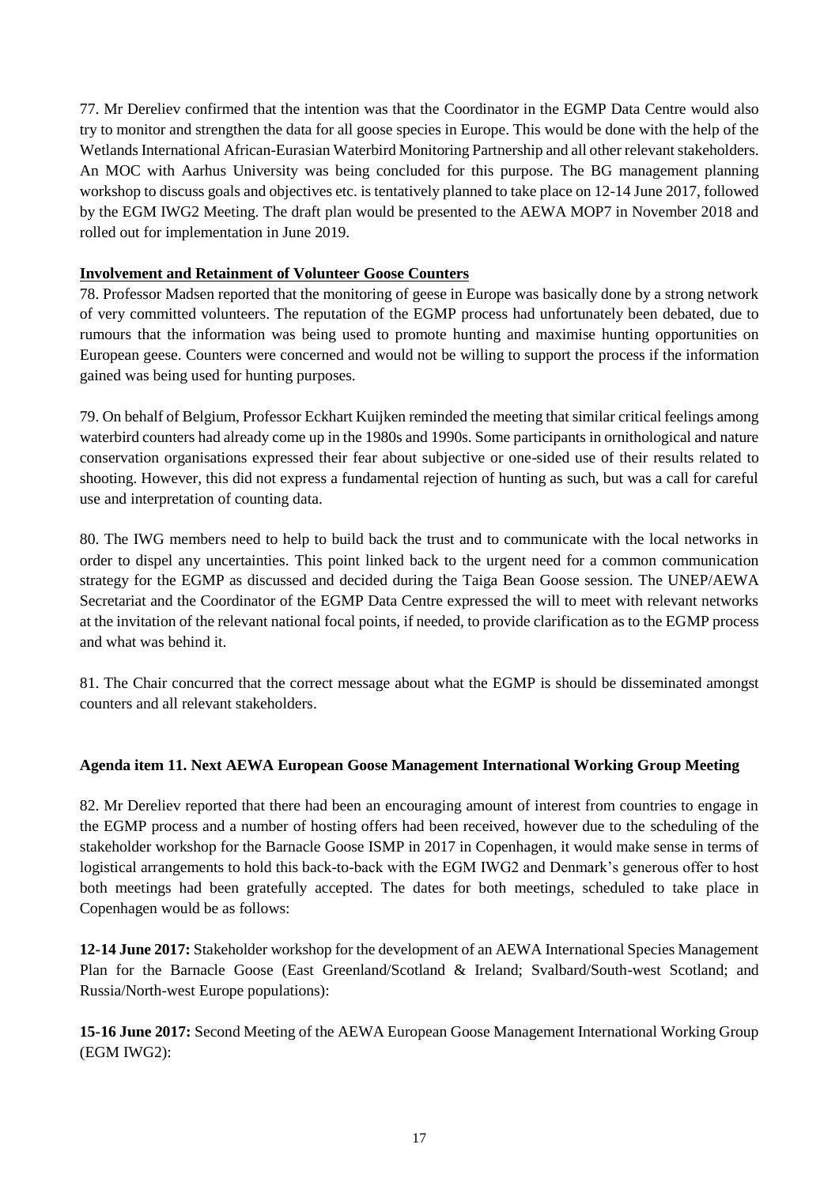77. Mr Dereliev confirmed that the intention was that the Coordinator in the EGMP Data Centre would also try to monitor and strengthen the data for all goose species in Europe. This would be done with the help of the Wetlands International African-Eurasian Waterbird Monitoring Partnership and all other relevant stakeholders. An MOC with Aarhus University was being concluded for this purpose. The BG management planning workshop to discuss goals and objectives etc. is tentatively planned to take place on 12-14 June 2017, followed by the EGM IWG2 Meeting. The draft plan would be presented to the AEWA MOP7 in November 2018 and rolled out for implementation in June 2019.

**Involvement and Retainment of Volunteer Goose Counters**

78. Professor Madsen reported that the monitoring of geese in Europe was basically done by a strong network of very committed volunteers. The reputation of the EGMP process had unfortunately been debated, due to rumours that the information was being used to promote hunting and maximise hunting opportunities on European geese. Counters were concerned and would not be willing to support the process if the information gained was being used for hunting purposes.

79. On behalf of Belgium, Professor Eckhart Kuijken reminded the meeting that similar critical feelings among waterbird counters had already come up in the 1980s and 1990s. Some participants in ornithological and nature conservation organisations expressed their fear about subjective or one-sided use of their results related to shooting. However, this did not express a fundamental rejection of hunting as such, but was a call for careful use and interpretation of counting data.

80. The IWG members need to help to build back the trust and to communicate with the local networks in order to dispel any uncertainties. This point linked back to the urgent need for a common communication strategy for the EGMP as discussed and decided during the Taiga Bean Goose session. The UNEP/AEWA Secretariat and the Coordinator of the EGMP Data Centre expressed the will to meet with relevant networks at the invitation of the relevant national focal points, if needed, to provide clarification as to the EGMP process and what was behind it.

81. The Chair concurred that the correct message about what the EGMP is should be disseminated amongst counters and all relevant stakeholders.

**Agenda item 11. Next AEWA European Goose Management International Working Group Meeting**

82. Mr Dereliev reported that there had been an encouraging amount of interest from countries to engage in the EGMP process and a number of hosting offers had been received, however due to the scheduling of the stakeholder workshop for the Barnacle Goose ISMP in 2017 in Copenhagen, it would make sense in terms of logistical arrangements to hold this back-to-back with the EGM IWG2 and Denmark's generous offer to host both meetings had been gratefully accepted. The dates for both meetings, scheduled to take place in Copenhagen would be as follows:

**12-14 June 2017:** Stakeholder workshop for the development of an AEWA International Species Management Plan for the Barnacle Goose (East Greenland/Scotland & Ireland; Svalbard/South-west Scotland; and Russia/North-west Europe populations):

**15-16 June 2017:** Second Meeting of the AEWA European Goose Management International Working Group (EGM IWG2):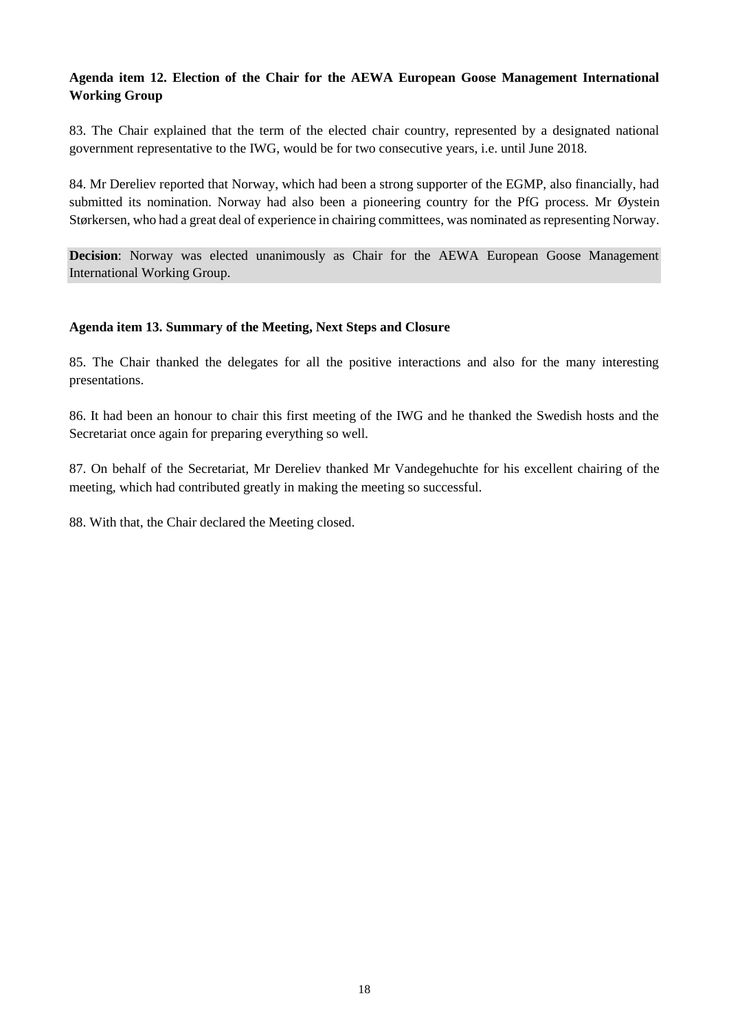**Agenda item 12. Election of the Chair for the AEWA European Goose Management International Working Group**

83. The Chair explained that the term of the elected chair country, represented by a designated national government representative to the IWG, would be for two consecutive years, i.e. until June 2018.

84. Mr Dereliev reported that Norway, which had been a strong supporter of the EGMP, also financially, had submitted its nomination. Norway had also been a pioneering country for the PfG process. Mr Øystein Størkersen, who had a great deal of experience in chairing committees, was nominated as representing Norway.

**Decision**: Norway was elected unanimously as Chair for the AEWA European Goose Management International Working Group.

**Agenda item 13. Summary of the Meeting, Next Steps and Closure**

85. The Chair thanked the delegates for all the positive interactions and also for the many interesting presentations.

86. It had been an honour to chair this first meeting of the IWG and he thanked the Swedish hosts and the Secretariat once again for preparing everything so well.

87. On behalf of the Secretariat, Mr Dereliev thanked Mr Vandegehuchte for his excellent chairing of the meeting, which had contributed greatly in making the meeting so successful.

88. With that, the Chair declared the Meeting closed.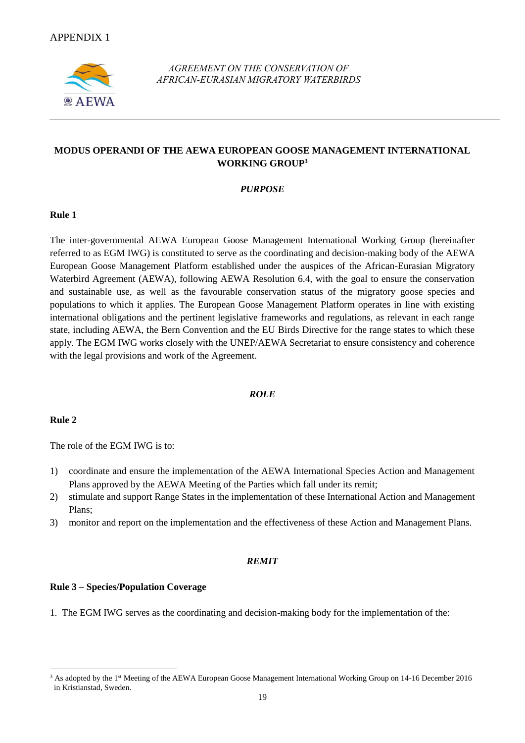APPENDIX 1

*AGREEMENT ON THE CONSERVATION OF AFRICAN-EURASIAN MIGRATORY WATERBIRDS*

## MODUS OPERANDI OF THE AEWA EUROPEAN GOOSE MANAGEMENT INTERNATIONAL WORKING GROUP[3]

### *PURPOSE*

**Rule 1**

The inter-governmental AEWA European Goose Management International Working Group (hereinafter referred to as EGM IWG) is constituted to serve as the coordinating and decision-making body of the AEWA European Goose Management Platform established under the auspices of the African-Eurasian Migratory Waterbird Agreement (AEWA), following AEWA Resolution 6.4, with the goal to ensure the conservation and sustainable use, as well as the favourable conservation status of the migratory goose species and populations to which it applies. The European Goose Management Platform operates in line with existing international obligations and the pertinent legislative frameworks and regulations, as relevant in each range state, including AEWA, the Bern Convention and the EU Birds Directive for the range states to which these apply. The EGM IWG works closely with the UNEP/AEWA Secretariat to ensure consistency and coherence with the legal provisions and work of the Agreement.

### *ROLE*

**Rule 2**

The role of the EGM IWG is to:

1) coordinate and ensure the implementation of the AEWA International Species Action and Management Plans approved by the AEWA Meeting of the Parties which fall under its remit;
2) stimulate and support Range States in the implementation of these International Action and Management Plans;
3) monitor and report on the implementation and the effectiveness of these Action and Management Plans.

### *REMIT*

**Rule 3 – Species/Population Coverage**

1. The EGM IWG serves as the coordinating and decision-making body for the implementation of the:

[3] As adopted by the 1st Meeting of the AEWA European Goose Management International Working Group on 14-16 December 2016 in Kristianstad, Sweden.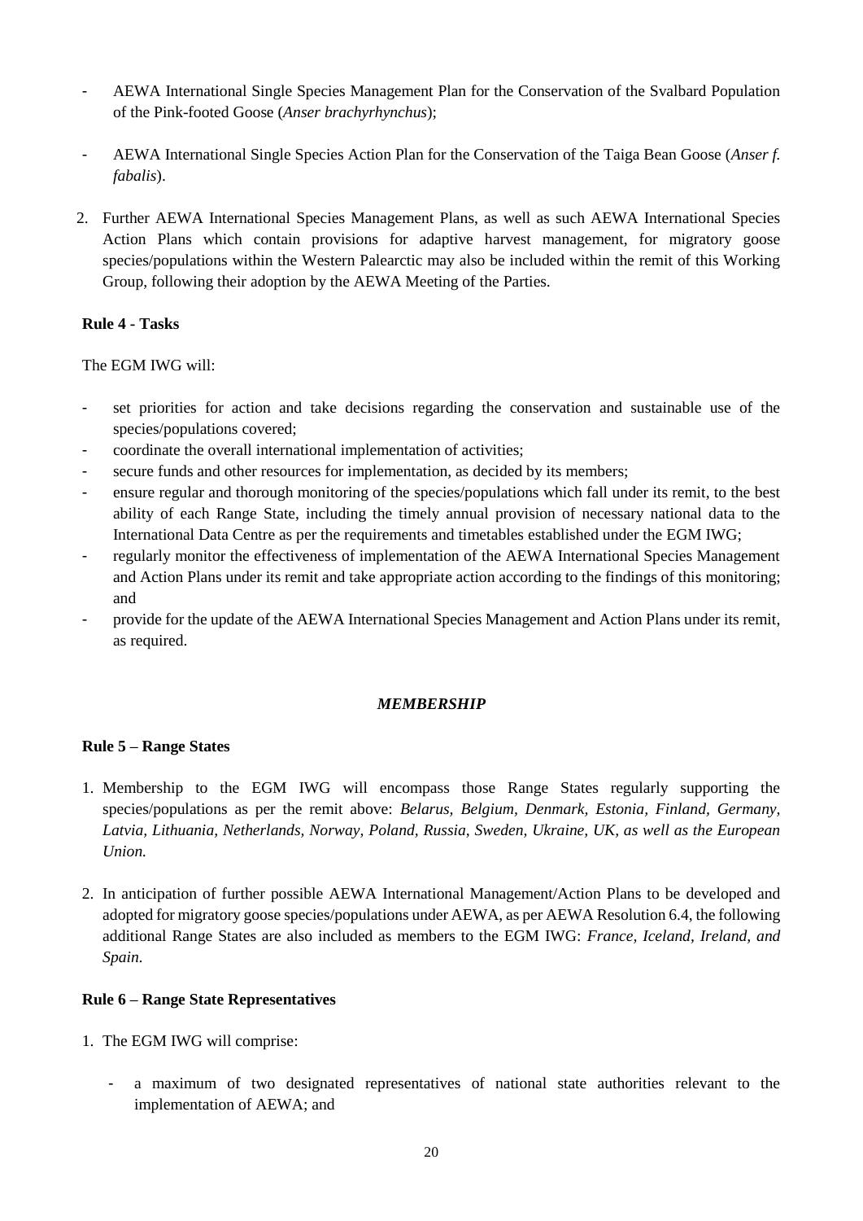- AEWA International Single Species Management Plan for the Conservation of the Svalbard Population of the Pink-footed Goose (*Anser brachyrhynchus*);

- AEWA International Single Species Action Plan for the Conservation of the Taiga Bean Goose (*Anser f. fabalis*).

2. Further AEWA International Species Management Plans, as well as such AEWA International Species Action Plans which contain provisions for adaptive harvest management, for migratory goose species/populations within the Western Palearctic may also be included within the remit of this Working Group, following their adoption by the AEWA Meeting of the Parties.

**Rule 4 - Tasks**

The EGM IWG will:

- set priorities for action and take decisions regarding the conservation and sustainable use of the species/populations covered;
- coordinate the overall international implementation of activities;
- secure funds and other resources for implementation, as decided by its members;
- ensure regular and thorough monitoring of the species/populations which fall under its remit, to the best ability of each Range State, including the timely annual provision of necessary national data to the International Data Centre as per the requirements and timetables established under the EGM IWG;
- regularly monitor the effectiveness of implementation of the AEWA International Species Management and Action Plans under its remit and take appropriate action according to the findings of this monitoring; and
- provide for the update of the AEWA International Species Management and Action Plans under its remit, as required.

***MEMBERSHIP***

**Rule 5 – Range States**

1. Membership to the EGM IWG will encompass those Range States regularly supporting the species/populations as per the remit above: *Belarus, Belgium, Denmark, Estonia, Finland, Germany, Latvia, Lithuania, Netherlands, Norway, Poland, Russia, Sweden, Ukraine, UK, as well as the European Union.*

2. In anticipation of further possible AEWA International Management/Action Plans to be developed and adopted for migratory goose species/populations under AEWA, as per AEWA Resolution 6.4, the following additional Range States are also included as members to the EGM IWG: *France, Iceland, Ireland, and Spain.*

**Rule 6 – Range State Representatives**

1. The EGM IWG will comprise:

   - a maximum of two designated representatives of national state authorities relevant to the implementation of AEWA; and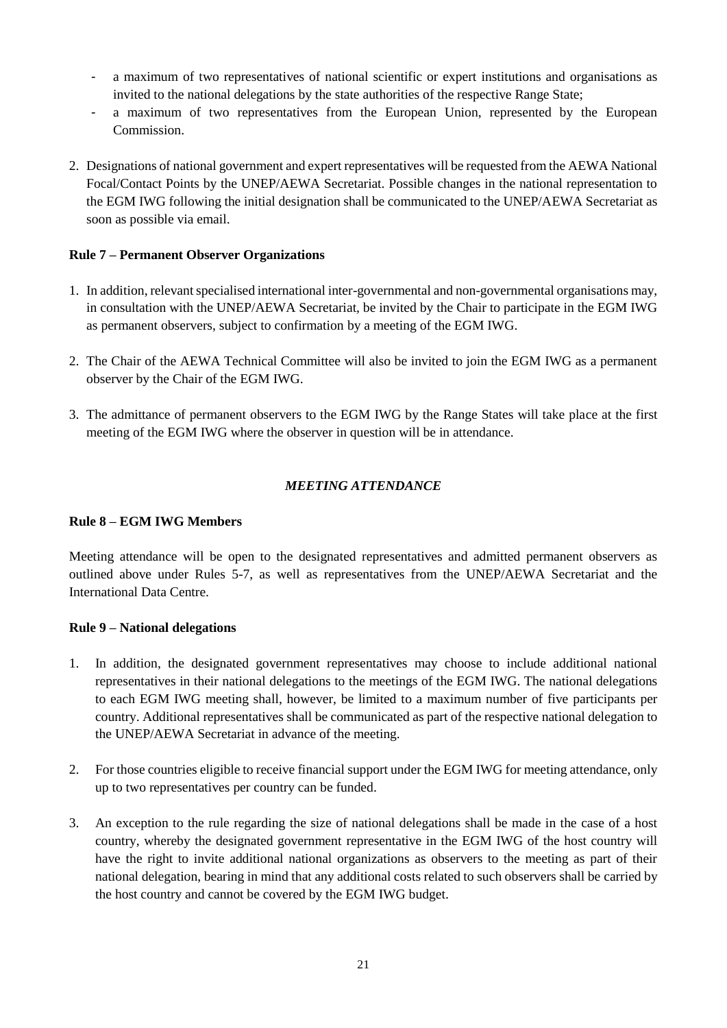- a maximum of two representatives of national scientific or expert institutions and organisations as invited to the national delegations by the state authorities of the respective Range State;
- a maximum of two representatives from the European Union, represented by the European Commission.

2. Designations of national government and expert representatives will be requested from the AEWA National Focal/Contact Points by the UNEP/AEWA Secretariat. Possible changes in the national representation to the EGM IWG following the initial designation shall be communicated to the UNEP/AEWA Secretariat as soon as possible via email.

**Rule 7 – Permanent Observer Organizations**

1. In addition, relevant specialised international inter-governmental and non-governmental organisations may, in consultation with the UNEP/AEWA Secretariat, be invited by the Chair to participate in the EGM IWG as permanent observers, subject to confirmation by a meeting of the EGM IWG.

2. The Chair of the AEWA Technical Committee will also be invited to join the EGM IWG as a permanent observer by the Chair of the EGM IWG.

3. The admittance of permanent observers to the EGM IWG by the Range States will take place at the first meeting of the EGM IWG where the observer in question will be in attendance.

***MEETING ATTENDANCE***

**Rule 8 – EGM IWG Members**

Meeting attendance will be open to the designated representatives and admitted permanent observers as outlined above under Rules 5-7, as well as representatives from the UNEP/AEWA Secretariat and the International Data Centre.

**Rule 9 – National delegations**

1. In addition, the designated government representatives may choose to include additional national representatives in their national delegations to the meetings of the EGM IWG. The national delegations to each EGM IWG meeting shall, however, be limited to a maximum number of five participants per country. Additional representatives shall be communicated as part of the respective national delegation to the UNEP/AEWA Secretariat in advance of the meeting.

2. For those countries eligible to receive financial support under the EGM IWG for meeting attendance, only up to two representatives per country can be funded.

3. An exception to the rule regarding the size of national delegations shall be made in the case of a host country, whereby the designated government representative in the EGM IWG of the host country will have the right to invite additional national organizations as observers to the meeting as part of their national delegation, bearing in mind that any additional costs related to such observers shall be carried by the host country and cannot be covered by the EGM IWG budget.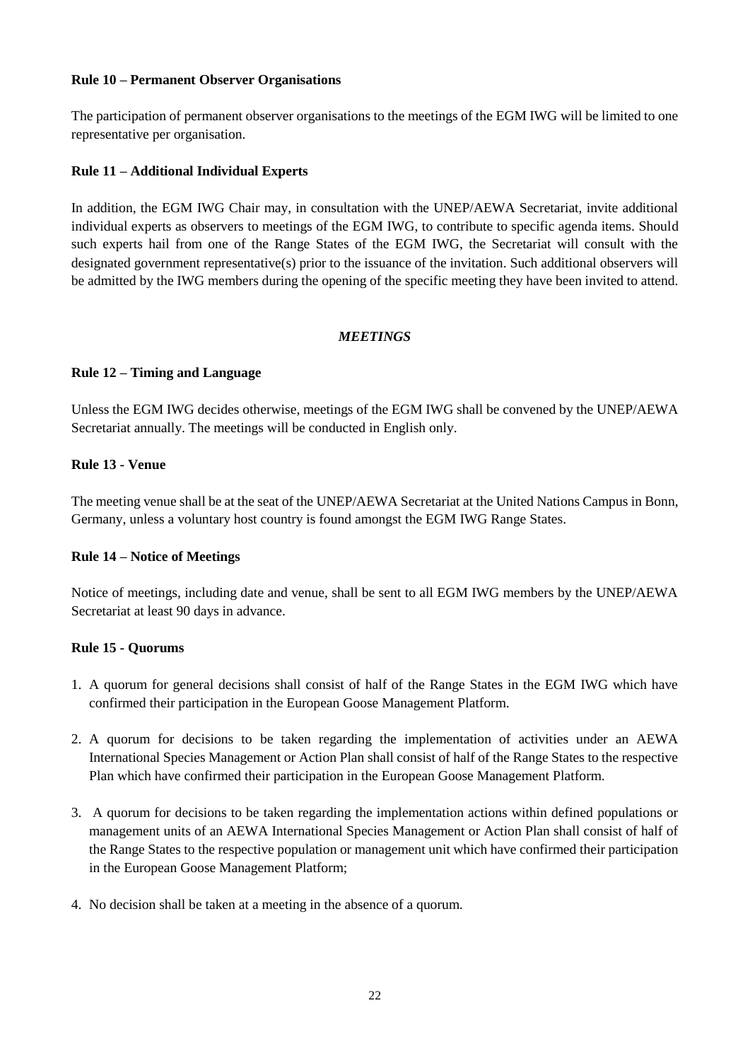**Rule 10 – Permanent Observer Organisations**

The participation of permanent observer organisations to the meetings of the EGM IWG will be limited to one representative per organisation.

**Rule 11 – Additional Individual Experts**

In addition, the EGM IWG Chair may, in consultation with the UNEP/AEWA Secretariat, invite additional individual experts as observers to meetings of the EGM IWG, to contribute to specific agenda items. Should such experts hail from one of the Range States of the EGM IWG, the Secretariat will consult with the designated government representative(s) prior to the issuance of the invitation. Such additional observers will be admitted by the IWG members during the opening of the specific meeting they have been invited to attend.

***MEETINGS***

**Rule 12 – Timing and Language**

Unless the EGM IWG decides otherwise, meetings of the EGM IWG shall be convened by the UNEP/AEWA Secretariat annually. The meetings will be conducted in English only.

**Rule 13 - Venue**

The meeting venue shall be at the seat of the UNEP/AEWA Secretariat at the United Nations Campus in Bonn, Germany, unless a voluntary host country is found amongst the EGM IWG Range States.

**Rule 14 – Notice of Meetings**

Notice of meetings, including date and venue, shall be sent to all EGM IWG members by the UNEP/AEWA Secretariat at least 90 days in advance.

**Rule 15 - Quorums**

1. A quorum for general decisions shall consist of half of the Range States in the EGM IWG which have confirmed their participation in the European Goose Management Platform.

2. A quorum for decisions to be taken regarding the implementation of activities under an AEWA International Species Management or Action Plan shall consist of half of the Range States to the respective Plan which have confirmed their participation in the European Goose Management Platform.

3. A quorum for decisions to be taken regarding the implementation actions within defined populations or management units of an AEWA International Species Management or Action Plan shall consist of half of the Range States to the respective population or management unit which have confirmed their participation in the European Goose Management Platform;

4. No decision shall be taken at a meeting in the absence of a quorum.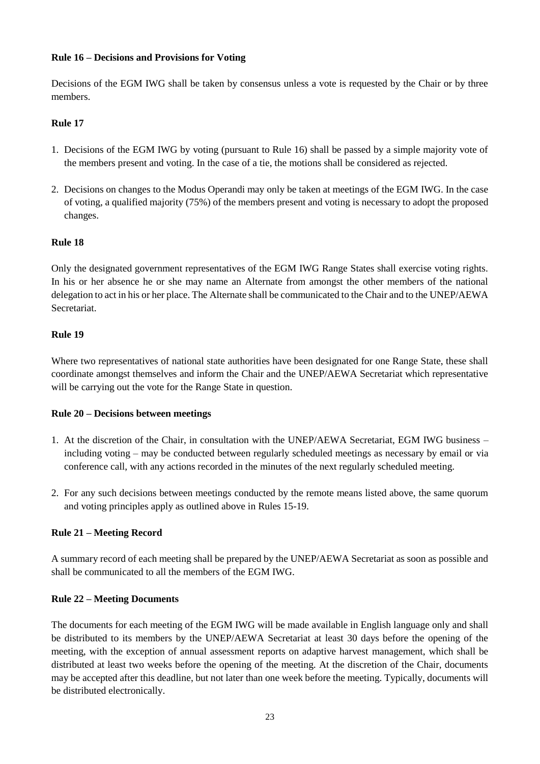**Rule 16 – Decisions and Provisions for Voting**

Decisions of the EGM IWG shall be taken by consensus unless a vote is requested by the Chair or by three members.

**Rule 17**

1. Decisions of the EGM IWG by voting (pursuant to Rule 16) shall be passed by a simple majority vote of the members present and voting. In the case of a tie, the motions shall be considered as rejected.
2. Decisions on changes to the Modus Operandi may only be taken at meetings of the EGM IWG. In the case of voting, a qualified majority (75%) of the members present and voting is necessary to adopt the proposed changes.

**Rule 18**

Only the designated government representatives of the EGM IWG Range States shall exercise voting rights. In his or her absence he or she may name an Alternate from amongst the other members of the national delegation to act in his or her place. The Alternate shall be communicated to the Chair and to the UNEP/AEWA Secretariat.

**Rule 19**

Where two representatives of national state authorities have been designated for one Range State, these shall coordinate amongst themselves and inform the Chair and the UNEP/AEWA Secretariat which representative will be carrying out the vote for the Range State in question.

**Rule 20 – Decisions between meetings**

1. At the discretion of the Chair, in consultation with the UNEP/AEWA Secretariat, EGM IWG business – including voting – may be conducted between regularly scheduled meetings as necessary by email or via conference call, with any actions recorded in the minutes of the next regularly scheduled meeting.
2. For any such decisions between meetings conducted by the remote means listed above, the same quorum and voting principles apply as outlined above in Rules 15-19.

**Rule 21 – Meeting Record**

A summary record of each meeting shall be prepared by the UNEP/AEWA Secretariat as soon as possible and shall be communicated to all the members of the EGM IWG.

**Rule 22 – Meeting Documents**

The documents for each meeting of the EGM IWG will be made available in English language only and shall be distributed to its members by the UNEP/AEWA Secretariat at least 30 days before the opening of the meeting, with the exception of annual assessment reports on adaptive harvest management, which shall be distributed at least two weeks before the opening of the meeting. At the discretion of the Chair, documents may be accepted after this deadline, but not later than one week before the meeting. Typically, documents will be distributed electronically.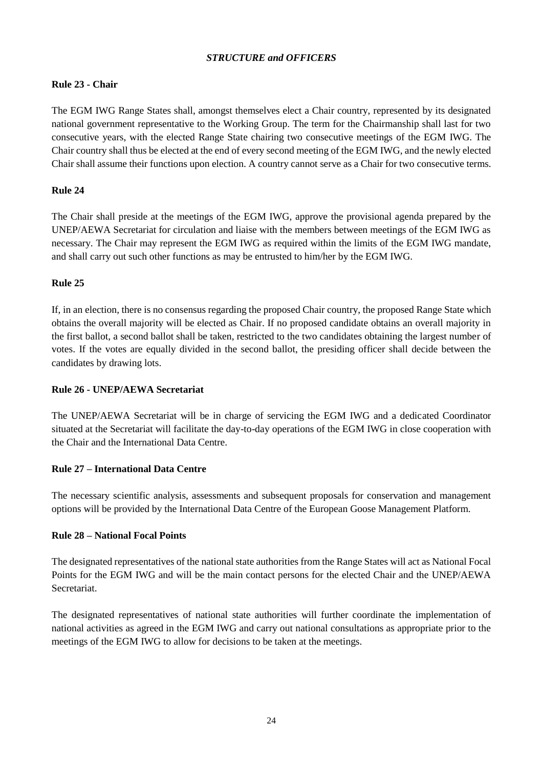*STRUCTURE and OFFICERS*

**Rule 23 - Chair**

The EGM IWG Range States shall, amongst themselves elect a Chair country, represented by its designated national government representative to the Working Group. The term for the Chairmanship shall last for two consecutive years, with the elected Range State chairing two consecutive meetings of the EGM IWG. The Chair country shall thus be elected at the end of every second meeting of the EGM IWG, and the newly elected Chair shall assume their functions upon election. A country cannot serve as a Chair for two consecutive terms.

**Rule 24**

The Chair shall preside at the meetings of the EGM IWG, approve the provisional agenda prepared by the UNEP/AEWA Secretariat for circulation and liaise with the members between meetings of the EGM IWG as necessary. The Chair may represent the EGM IWG as required within the limits of the EGM IWG mandate, and shall carry out such other functions as may be entrusted to him/her by the EGM IWG.

**Rule 25**

If, in an election, there is no consensus regarding the proposed Chair country, the proposed Range State which obtains the overall majority will be elected as Chair. If no proposed candidate obtains an overall majority in the first ballot, a second ballot shall be taken, restricted to the two candidates obtaining the largest number of votes. If the votes are equally divided in the second ballot, the presiding officer shall decide between the candidates by drawing lots.

**Rule 26 - UNEP/AEWA Secretariat**

The UNEP/AEWA Secretariat will be in charge of servicing the EGM IWG and a dedicated Coordinator situated at the Secretariat will facilitate the day-to-day operations of the EGM IWG in close cooperation with the Chair and the International Data Centre.

**Rule 27 – International Data Centre**

The necessary scientific analysis, assessments and subsequent proposals for conservation and management options will be provided by the International Data Centre of the European Goose Management Platform.

**Rule 28 – National Focal Points**

The designated representatives of the national state authorities from the Range States will act as National Focal Points for the EGM IWG and will be the main contact persons for the elected Chair and the UNEP/AEWA Secretariat.

The designated representatives of national state authorities will further coordinate the implementation of national activities as agreed in the EGM IWG and carry out national consultations as appropriate prior to the meetings of the EGM IWG to allow for decisions to be taken at the meetings.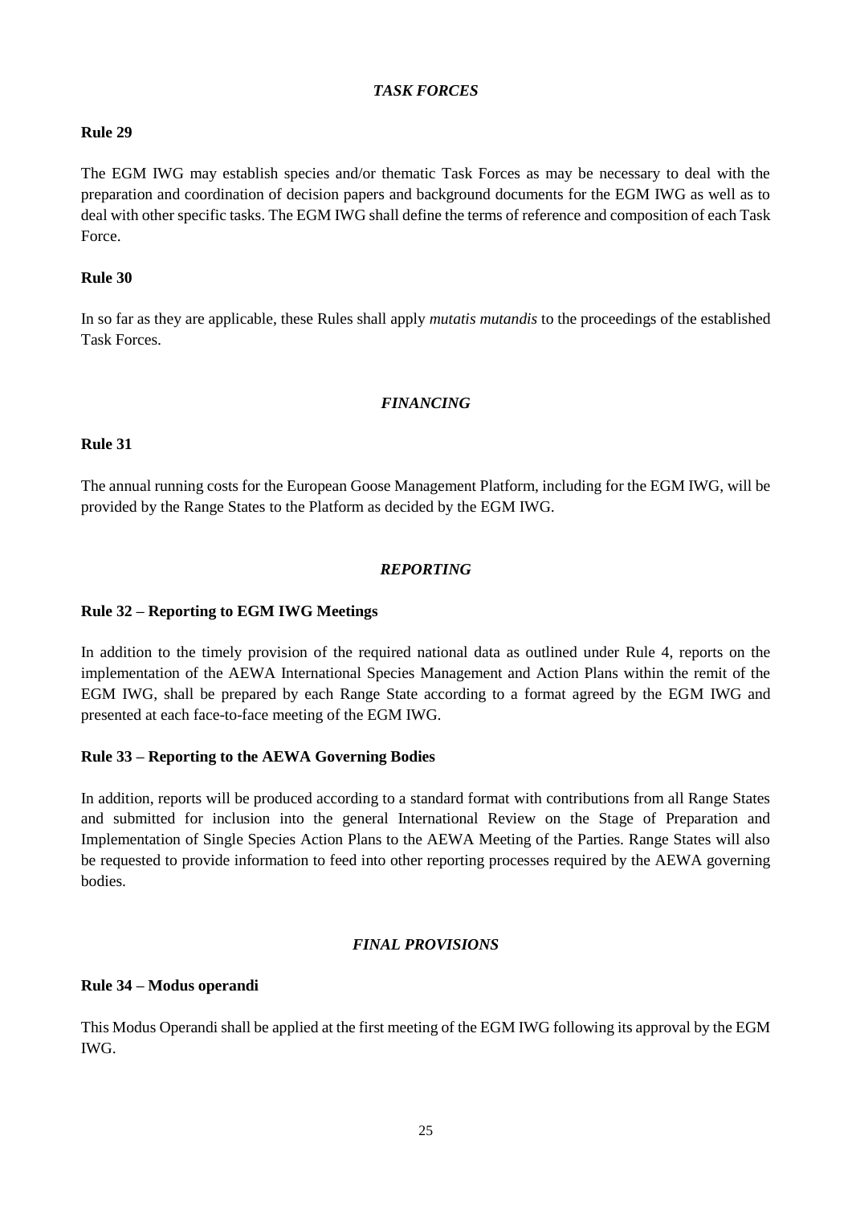## *TASK FORCES*

**Rule 29**

The EGM IWG may establish species and/or thematic Task Forces as may be necessary to deal with the preparation and coordination of decision papers and background documents for the EGM IWG as well as to deal with other specific tasks. The EGM IWG shall define the terms of reference and composition of each Task Force.

**Rule 30**

In so far as they are applicable, these Rules shall apply *mutatis mutandis* to the proceedings of the established Task Forces.

## *FINANCING*

**Rule 31**

The annual running costs for the European Goose Management Platform, including for the EGM IWG, will be provided by the Range States to the Platform as decided by the EGM IWG.

## *REPORTING*

**Rule 32 – Reporting to EGM IWG Meetings**

In addition to the timely provision of the required national data as outlined under Rule 4, reports on the implementation of the AEWA International Species Management and Action Plans within the remit of the EGM IWG, shall be prepared by each Range State according to a format agreed by the EGM IWG and presented at each face-to-face meeting of the EGM IWG.

**Rule 33 – Reporting to the AEWA Governing Bodies**

In addition, reports will be produced according to a standard format with contributions from all Range States and submitted for inclusion into the general International Review on the Stage of Preparation and Implementation of Single Species Action Plans to the AEWA Meeting of the Parties. Range States will also be requested to provide information to feed into other reporting processes required by the AEWA governing bodies.

## *FINAL PROVISIONS*

**Rule 34 – Modus operandi**

This Modus Operandi shall be applied at the first meeting of the EGM IWG following its approval by the EGM IWG.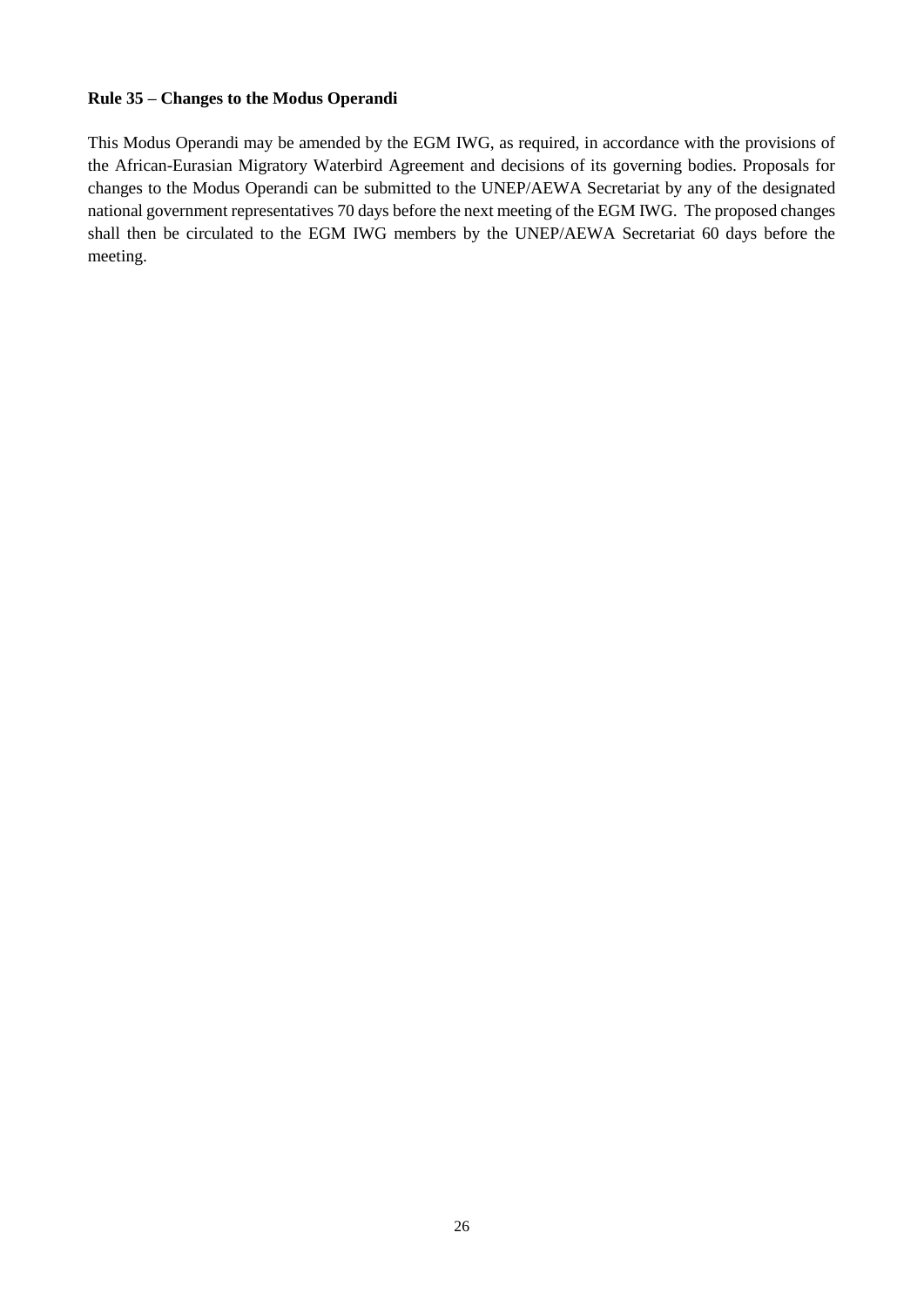**Rule 35 – Changes to the Modus Operandi**

This Modus Operandi may be amended by the EGM IWG, as required, in accordance with the provisions of the African-Eurasian Migratory Waterbird Agreement and decisions of its governing bodies. Proposals for changes to the Modus Operandi can be submitted to the UNEP/AEWA Secretariat by any of the designated national government representatives 70 days before the next meeting of the EGM IWG. The proposed changes shall then be circulated to the EGM IWG members by the UNEP/AEWA Secretariat 60 days before the meeting.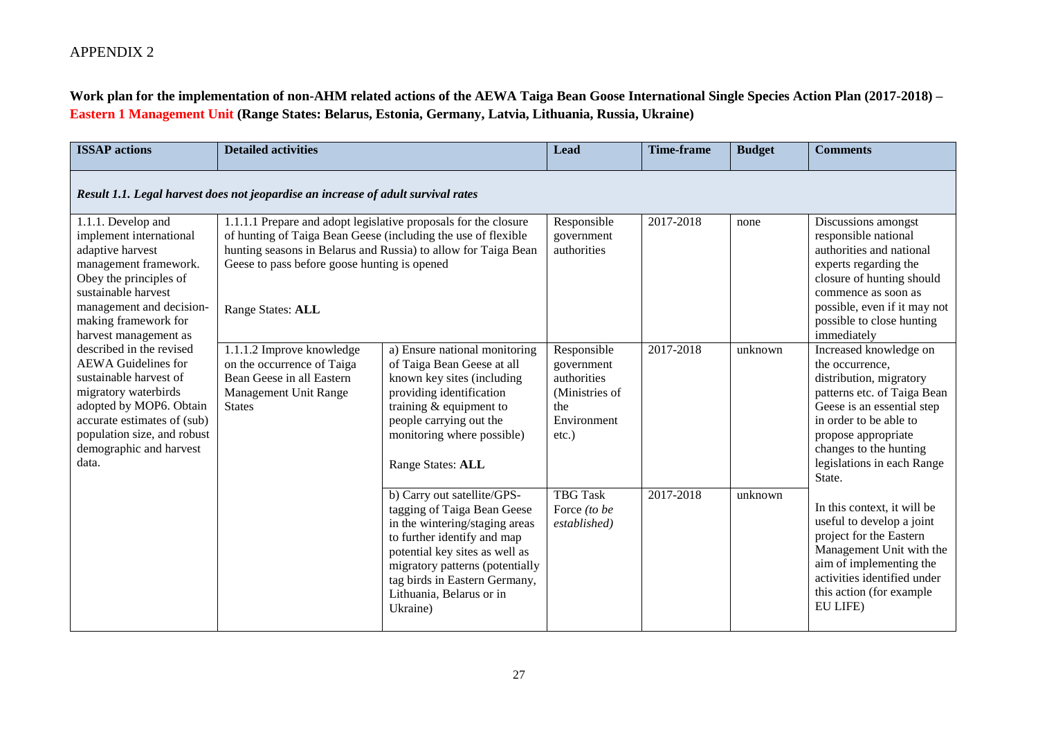APPENDIX 2

**Work plan for the implementation of non-AHM related actions of the AEWA Taiga Bean Goose International Single Species Action Plan (2017-2018) – Eastern 1 Management Unit (Range States: Belarus, Estonia, Germany, Latvia, Lithuania, Russia, Ukraine)**

| ISSAP actions | Detailed activities | | Lead | Time-frame | Budget | Comments |
|---|---|---|---|---|---|---|
| ***Result 1.1. Legal harvest does not jeopardise an increase of adult survival rates*** | | | | | | |
| 1.1.1. Develop and implement international adaptive harvest management framework. Obey the principles of sustainable harvest management and decision-making framework for harvest management as described in the revised AEWA Guidelines for sustainable harvest of migratory waterbirds adopted by MOP6. Obtain accurate estimates of (sub) population size, and robust demographic and harvest data. | 1.1.1.1 Prepare and adopt legislative proposals for the closure of hunting of Taiga Bean Geese (including the use of flexible hunting seasons in Belarus and Russia) to allow for Taiga Bean Geese to pass before goose hunting is opened<br><br>Range States: **ALL** | | Responsible government authorities | 2017-2018 | none | Discussions amongst responsible national authorities and national experts regarding the closure of hunting should commence as soon as possible, even if it may not possible to close hunting immediately |
| | 1.1.1.2 Improve knowledge on the occurrence of Taiga Bean Geese in all Eastern Management Unit Range States | a) Ensure national monitoring of Taiga Bean Geese at all known key sites (including providing identification training & equipment to people carrying out the monitoring where possible)<br><br>Range States: **ALL** | Responsible government authorities (Ministries of the Environment etc.) | 2017-2018 | unknown | Increased knowledge on the occurrence, distribution, migratory patterns etc. of Taiga Bean Geese is an essential step in order to be able to propose appropriate changes to the hunting legislations in each Range State. |
| | | b) Carry out satellite/GPS-tagging of Taiga Bean Geese in the wintering/staging areas to further identify and map potential key sites as well as migratory patterns (potentially tag birds in Eastern Germany, Lithuania, Belarus or in Ukraine) | TBG Task Force *(to be established)* | 2017-2018 | unknown | In this context, it will be useful to develop a joint project for the Eastern Management Unit with the aim of implementing the activities identified under this action (for example EU LIFE) |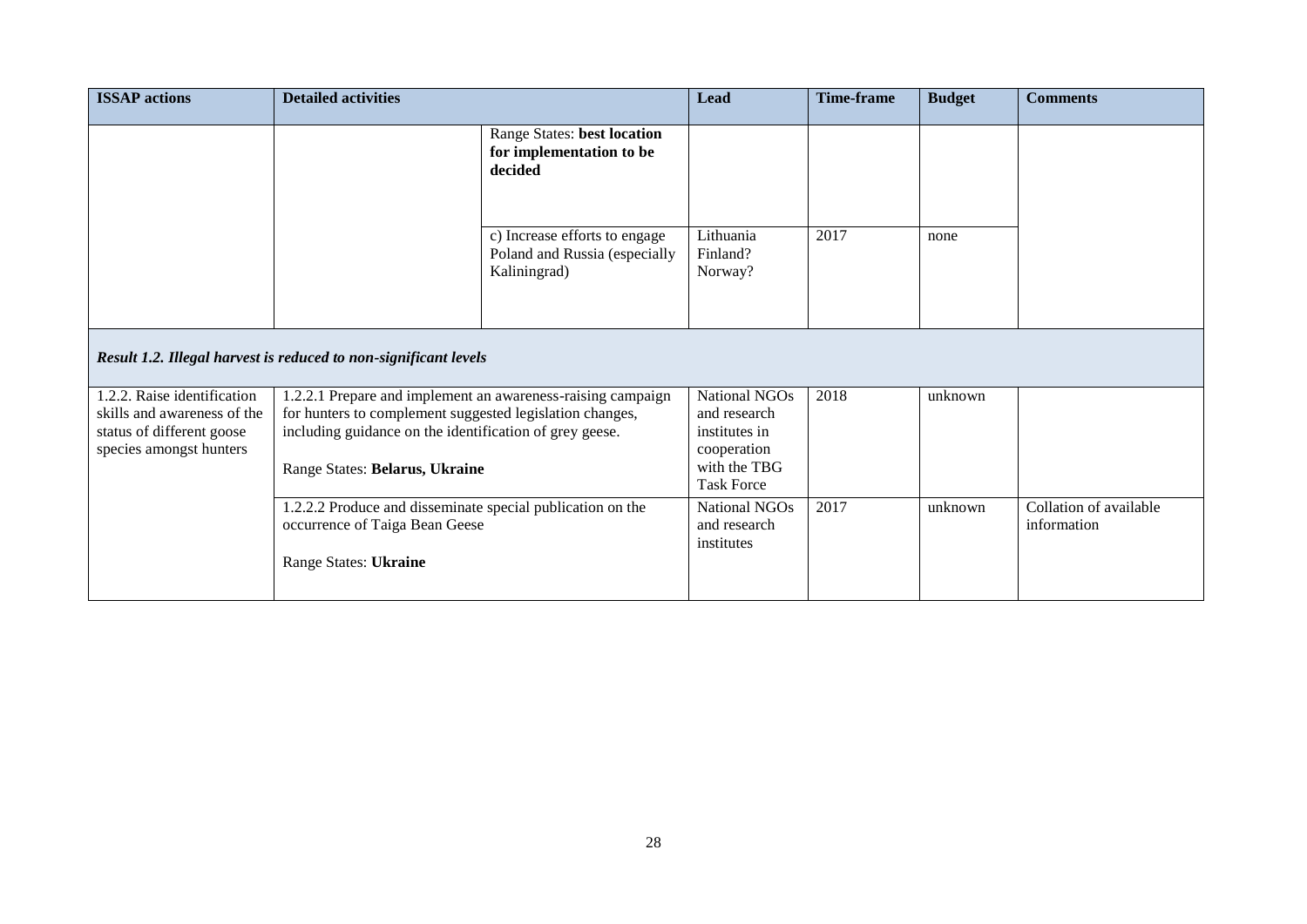| ISSAP actions | Detailed activities | | Lead | Time-frame | Budget | Comments |
|---|---|---|---|---|---|---|
| | | Range States: **best location for implementation to be decided** | | | | |
| | | c) Increase efforts to engage Poland and Russia (especially Kaliningrad) | Lithuania Finland? Norway? | 2017 | none | |
| ***Result 1.2. Illegal harvest is reduced to non-significant levels*** | | | | | | |
| 1.2.2. Raise identification skills and awareness of the status of different goose species amongst hunters | 1.2.2.1 Prepare and implement an awareness-raising campaign for hunters to complement suggested legislation changes, including guidance on the identification of grey geese.<br><br>Range States: **Belarus, Ukraine** | | National NGOs and research institutes in cooperation with the TBG Task Force | 2018 | unknown | |
| | 1.2.2.2 Produce and disseminate special publication on the occurrence of Taiga Bean Geese<br><br>Range States: **Ukraine** | | National NGOs and research institutes | 2017 | unknown | Collation of available information |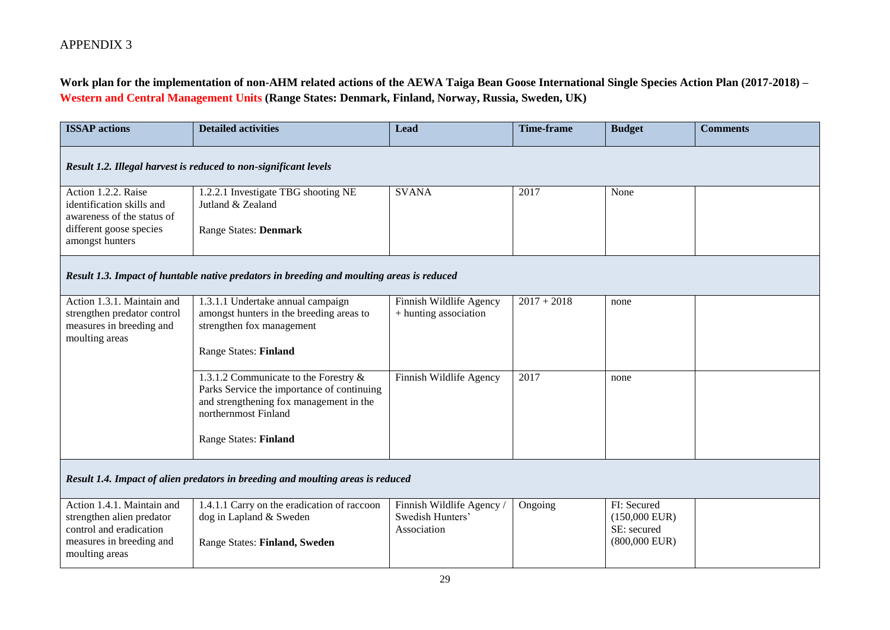APPENDIX 3

**Work plan for the implementation of non-AHM related actions of the AEWA Taiga Bean Goose International Single Species Action Plan (2017-2018) – Western and Central Management Units (Range States: Denmark, Finland, Norway, Russia, Sweden, UK)**

| ISSAP actions | Detailed activities | Lead | Time-frame | Budget | Comments |
|---|---|---|---|---|---|
| ***Result 1.2. Illegal harvest is reduced to non-significant levels*** | | | | | |
| Action 1.2.2. Raise identification skills and awareness of the status of different goose species amongst hunters | 1.2.2.1 Investigate TBG shooting NE Jutland & Zealand<br><br>Range States: **Denmark** | SVANA | 2017 | None | |
| ***Result 1.3. Impact of huntable native predators in breeding and moulting areas is reduced*** | | | | | |
| Action 1.3.1. Maintain and strengthen predator control measures in breeding and moulting areas | 1.3.1.1 Undertake annual campaign amongst hunters in the breeding areas to strengthen fox management<br><br>Range States: **Finland** | Finnish Wildlife Agency + hunting association | 2017 + 2018 | none | |
| | 1.3.1.2 Communicate to the Forestry & Parks Service the importance of continuing and strengthening fox management in the northernmost Finland<br><br>Range States: **Finland** | Finnish Wildlife Agency | 2017 | none | |
| ***Result 1.4. Impact of alien predators in breeding and moulting areas is reduced*** | | | | | |
| Action 1.4.1. Maintain and strengthen alien predator control and eradication measures in breeding and moulting areas | 1.4.1.1 Carry on the eradication of raccoon dog in Lapland & Sweden<br><br>Range States: **Finland, Sweden** | Finnish Wildlife Agency / Swedish Hunters' Association | Ongoing | FI: Secured (150,000 EUR)<br>SE: secured (800,000 EUR) | |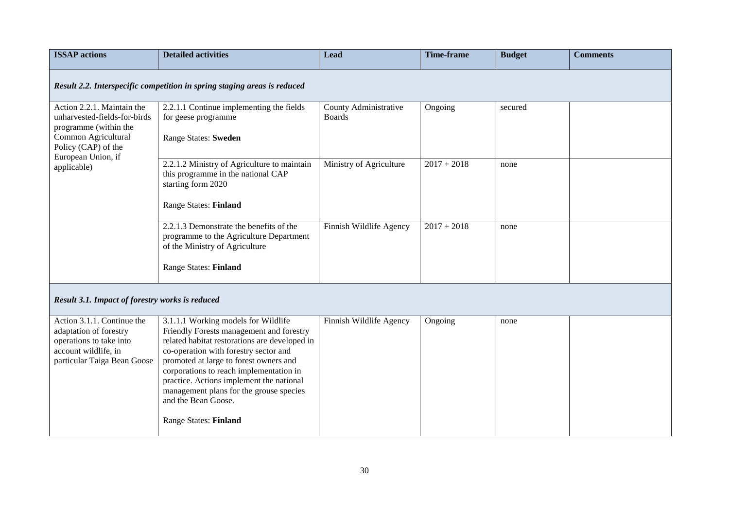| ISSAP actions | Detailed activities | Lead | Time-frame | Budget | Comments |
|---|---|---|---|---|---|
| ***Result 2.2. Interspecific competition in spring staging areas is reduced*** | | | | | |
| Action 2.2.1. Maintain the unharvested-fields-for-birds programme (within the Common Agricultural Policy (CAP) of the European Union, if applicable) | 2.2.1.1 Continue implementing the fields for geese programme<br><br>Range States: **Sweden** | County Administrative Boards | Ongoing | secured | |
| | 2.2.1.2 Ministry of Agriculture to maintain this programme in the national CAP starting form 2020<br><br>Range States: **Finland** | Ministry of Agriculture | 2017 + 2018 | none | |
| | 2.2.1.3 Demonstrate the benefits of the programme to the Agriculture Department of the Ministry of Agriculture<br><br>Range States: **Finland** | Finnish Wildlife Agency | 2017 + 2018 | none | |
| ***Result 3.1. Impact of forestry works is reduced*** | | | | | |
| Action 3.1.1. Continue the adaptation of forestry operations to take into account wildlife, in particular Taiga Bean Goose | 3.1.1.1 Working models for Wildlife Friendly Forests management and forestry related habitat restorations are developed in co-operation with forestry sector and promoted at large to forest owners and corporations to reach implementation in practice. Actions implement the national management plans for the grouse species and the Bean Goose.<br><br>Range States: **Finland** | Finnish Wildlife Agency | Ongoing | none | |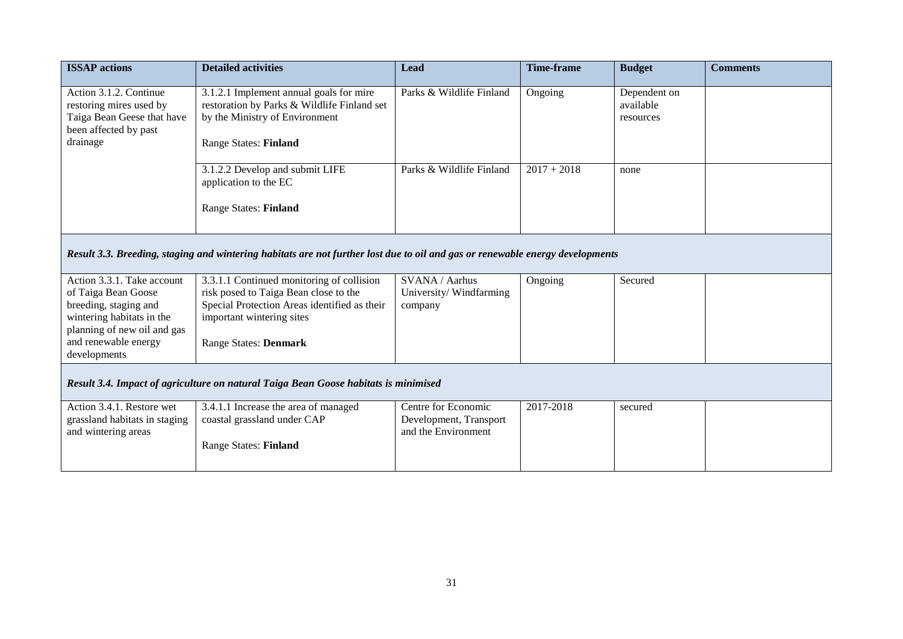| ISSAP actions | Detailed activities | Lead | Time-frame | Budget | Comments |
|---|---|---|---|---|---|
| Action 3.1.2. Continue restoring mires used by Taiga Bean Geese that have been affected by past drainage | 3.1.2.1 Implement annual goals for mire restoration by Parks & Wildlife Finland set by the Ministry of Environment<br><br>Range States: **Finland** | Parks & Wildlife Finland | Ongoing | Dependent on available resources | |
| | 3.1.2.2 Develop and submit LIFE application to the EC<br><br>Range States: **Finland** | Parks & Wildlife Finland | 2017 + 2018 | none | |
| ***Result 3.3. Breeding, staging and wintering habitats are not further lost due to oil and gas or renewable energy developments*** | | | | | |
| Action 3.3.1. Take account of Taiga Bean Goose breeding, staging and wintering habitats in the planning of new oil and gas and renewable energy developments | 3.3.1.1 Continued monitoring of collision risk posed to Taiga Bean close to the Special Protection Areas identified as their important wintering sites<br><br>Range States: **Denmark** | SVANA / Aarhus University/ Windfarming company | Ongoing | Secured | |
| ***Result 3.4. Impact of agriculture on natural Taiga Bean Goose habitats is minimised*** | | | | | |
| Action 3.4.1. Restore wet grassland habitats in staging and wintering areas | 3.4.1.1 Increase the area of managed coastal grassland under CAP<br><br>Range States: **Finland** | Centre for Economic Development, Transport and the Environment | 2017-2018 | secured | |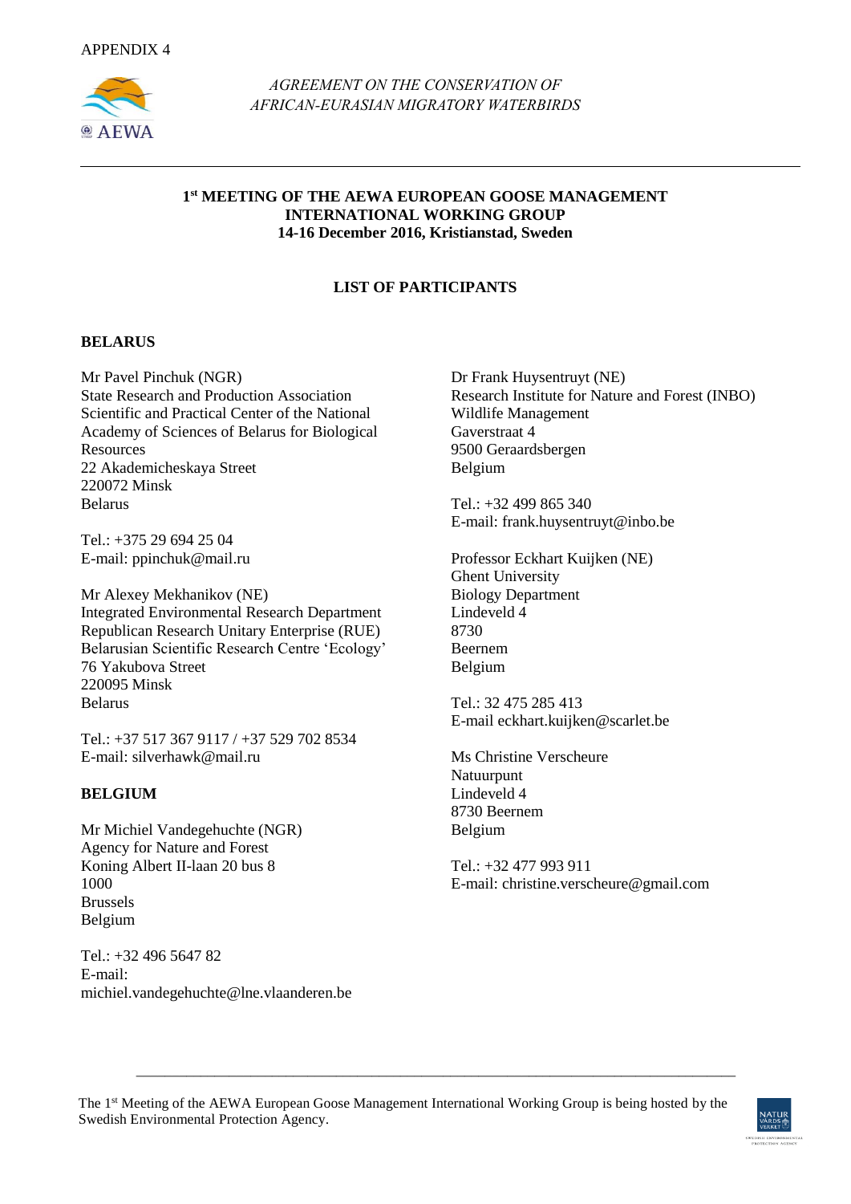APPENDIX 4

*AGREEMENT ON THE CONSERVATION OF AFRICAN-EURASIAN MIGRATORY WATERBIRDS*

---

**1st MEETING OF THE AEWA EUROPEAN GOOSE MANAGEMENT INTERNATIONAL WORKING GROUP**
**14-16 December 2016, Kristianstad, Sweden**

## LIST OF PARTICIPANTS

### BELARUS

Mr Pavel Pinchuk (NGR)
State Research and Production Association
Scientific and Practical Center of the National Academy of Sciences of Belarus for Biological Resources
22 Akademicheskaya Street
220072 Minsk
Belarus

Tel.: +375 29 694 25 04
E-mail: ppinchuk@mail.ru

Mr Alexey Mekhanikov (NE)
Integrated Environmental Research Department
Republican Research Unitary Enterprise (RUE)
Belarusian Scientific Research Centre 'Ecology'
76 Yakubova Street
220095 Minsk
Belarus

Tel.: +37 517 367 9117 / +37 529 702 8534
E-mail: silverhawk@mail.ru

### BELGIUM

Mr Michiel Vandegehuchte (NGR)
Agency for Nature and Forest
Koning Albert II-laan 20 bus 8
1000
Brussels
Belgium

Tel.: +32 496 5647 82
E-mail: michiel.vandegehuchte@lne.vlaanderen.be

Dr Frank Huysentruyt (NE)
Research Institute for Nature and Forest (INBO)
Wildlife Management
Gaverstraat 4
9500 Geraardsbergen
Belgium

Tel.: +32 499 865 340
E-mail: frank.huysentruyt@inbo.be

Professor Eckhart Kuijken (NE)
Ghent University
Biology Department
Lindeveld 4
8730
Beernem
Belgium

Tel.: 32 475 285 413
E-mail eckhart.kuijken@scarlet.be

Ms Christine Verscheure
Natuurpunt
Lindeveld 4
8730 Beernem
Belgium

Tel.: +32 477 993 911
E-mail: christine.verscheure@gmail.com

---

The 1st Meeting of the AEWA European Goose Management International Working Group is being hosted by the Swedish Environmental Protection Agency.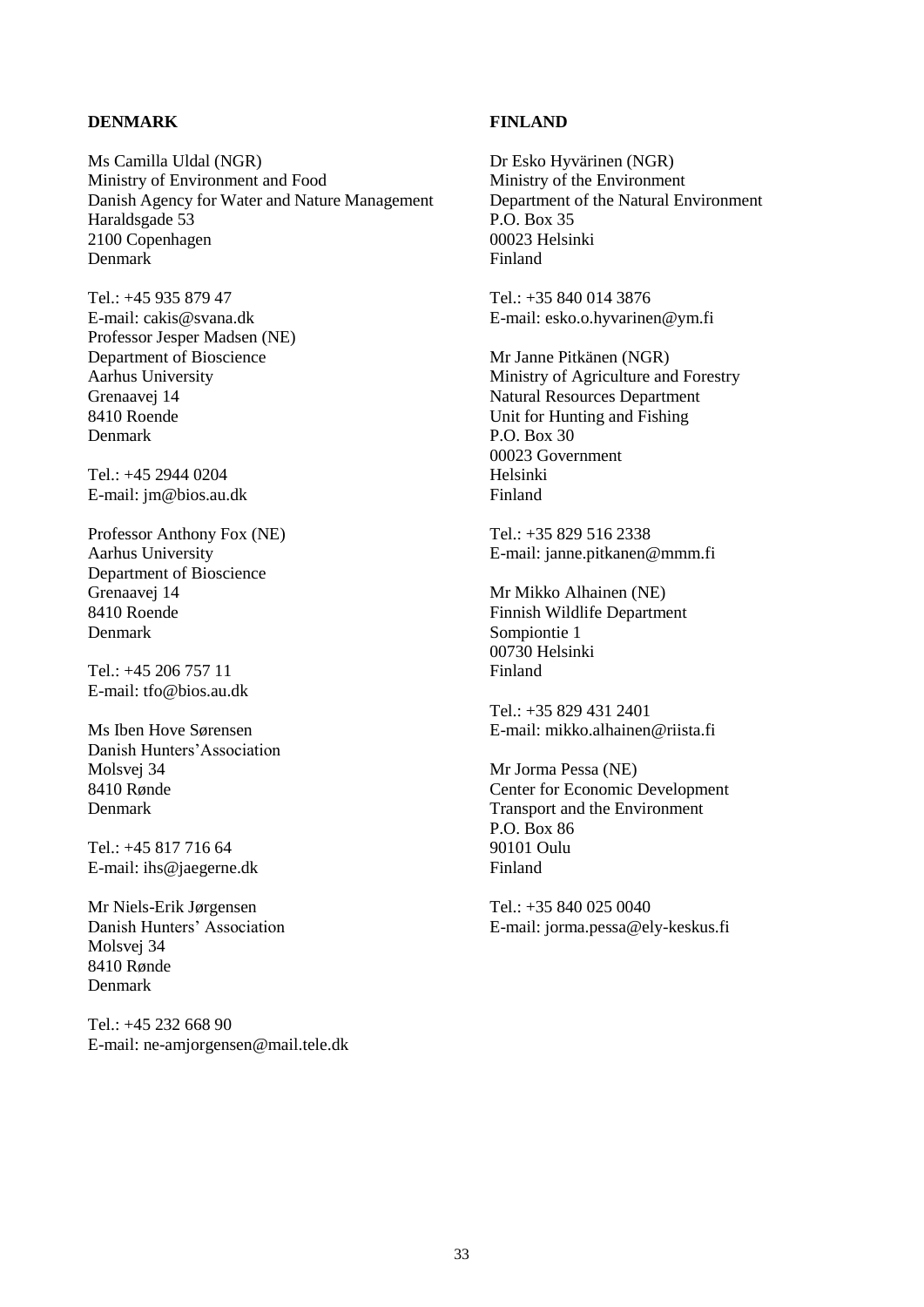**DENMARK**

Ms Camilla Uldal (NGR)
Ministry of Environment and Food
Danish Agency for Water and Nature Management
Haraldsgade 53
2100 Copenhagen
Denmark

Tel.: +45 935 879 47
E-mail: cakis@svana.dk
Professor Jesper Madsen (NE)
Department of Bioscience
Aarhus University
Grenaavej 14
8410 Roende
Denmark

Tel.: +45 2944 0204
E-mail: jm@bios.au.dk

Professor Anthony Fox (NE)
Aarhus University
Department of Bioscience
Grenaavej 14
8410 Roende
Denmark

Tel.: +45 206 757 11
E-mail: tfo@bios.au.dk

Ms Iben Hove Sørensen
Danish Hunters'Association
Molsvej 34
8410 Rønde
Denmark

Tel.: +45 817 716 64
E-mail: ihs@jaegerne.dk

Mr Niels-Erik Jørgensen
Danish Hunters' Association
Molsvej 34
8410 Rønde
Denmark

Tel.: +45 232 668 90
E-mail: ne-amjorgensen@mail.tele.dk

**FINLAND**

Dr Esko Hyvärinen (NGR)
Ministry of the Environment
Department of the Natural Environment
P.O. Box 35
00023 Helsinki
Finland

Tel.: +35 840 014 3876
E-mail: esko.o.hyvarinen@ym.fi

Mr Janne Pitkänen (NGR)
Ministry of Agriculture and Forestry
Natural Resources Department
Unit for Hunting and Fishing
P.O. Box 30
00023 Government
Helsinki
Finland

Tel.: +35 829 516 2338
E-mail: janne.pitkanen@mmm.fi

Mr Mikko Alhainen (NE)
Finnish Wildlife Department
Sompiontie 1
00730 Helsinki
Finland

Tel.: +35 829 431 2401
E-mail: mikko.alhainen@riista.fi

Mr Jorma Pessa (NE)
Center for Economic Development
Transport and the Environment
P.O. Box 86
90101 Oulu
Finland

Tel.: +35 840 025 0040
E-mail: jorma.pessa@ely-keskus.fi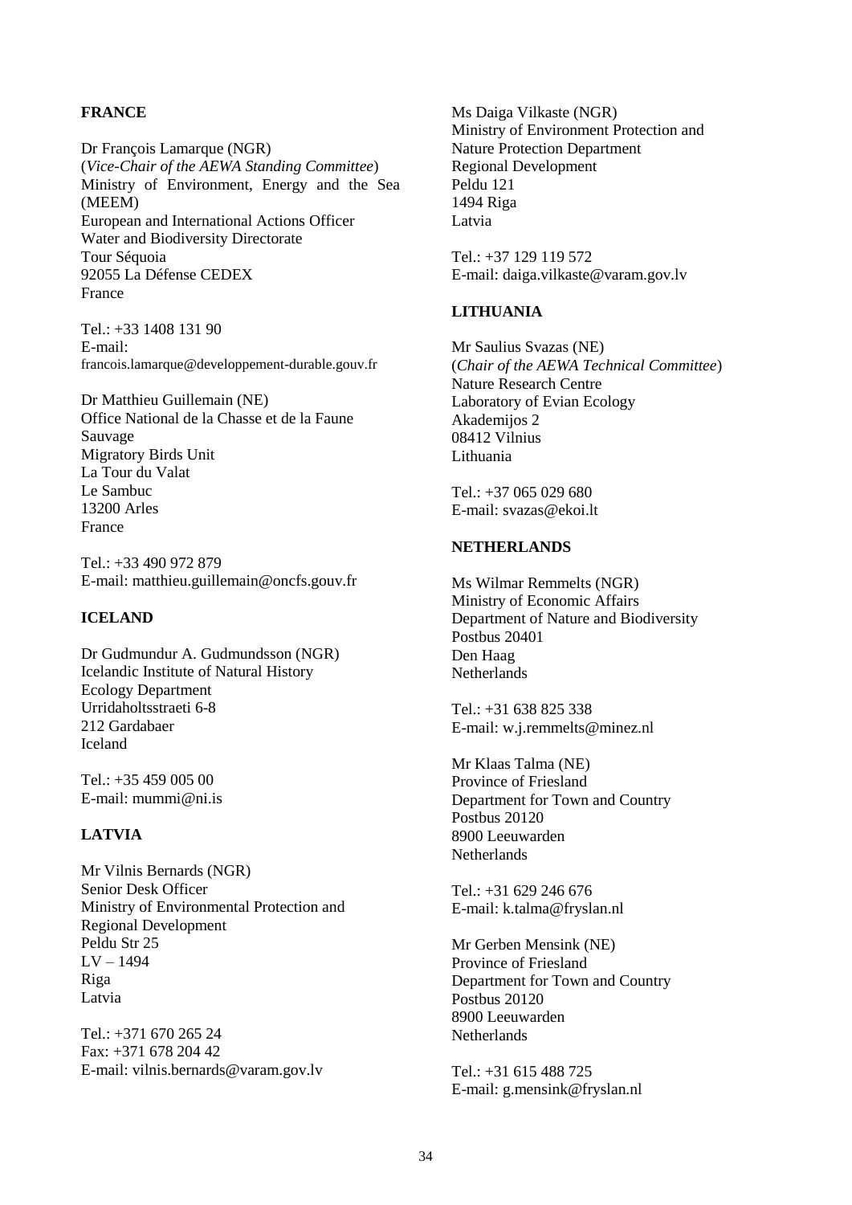**FRANCE**

Dr François Lamarque (NGR)
(*Vice-Chair of the AEWA Standing Committee*)
Ministry of Environment, Energy and the Sea (MEEM)
European and International Actions Officer
Water and Biodiversity Directorate
Tour Séquoia
92055 La Défense CEDEX
France

Tel.: +33 1408 131 90
E-mail:
francois.lamarque@developpement-durable.gouv.fr

Dr Matthieu Guillemain (NE)
Office National de la Chasse et de la Faune Sauvage
Migratory Birds Unit
La Tour du Valat
Le Sambuc
13200 Arles
France

Tel.: +33 490 972 879
E-mail: matthieu.guillemain@oncfs.gouv.fr

**ICELAND**

Dr Gudmundur A. Gudmundsson (NGR)
Icelandic Institute of Natural History
Ecology Department
Urridaholtsstraeti 6-8
212 Gardabaer
Iceland

Tel.: +35 459 005 00
E-mail: mummi@ni.is

**LATVIA**

Mr Vilnis Bernards (NGR)
Senior Desk Officer
Ministry of Environmental Protection and Regional Development
Peldu Str 25
LV – 1494
Riga
Latvia

Tel.: +371 670 265 24
Fax: +371 678 204 42
E-mail: vilnis.bernards@varam.gov.lv

Ms Daiga Vilkaste (NGR)
Ministry of Environment Protection and Nature Protection Department
Regional Development
Peldu 121
1494 Riga
Latvia

Tel.: +37 129 119 572
E-mail: daiga.vilkaste@varam.gov.lv

**LITHUANIA**

Mr Saulius Svazas (NE)
(*Chair of the AEWA Technical Committee*)
Nature Research Centre
Laboratory of Evian Ecology
Akademijos 2
08412 Vilnius
Lithuania

Tel.: +37 065 029 680
E-mail: svazas@ekoi.lt

**NETHERLANDS**

Ms Wilmar Remmelts (NGR)
Ministry of Economic Affairs
Department of Nature and Biodiversity
Postbus 20401
Den Haag
Netherlands

Tel.: +31 638 825 338
E-mail: w.j.remmelts@minez.nl

Mr Klaas Talma (NE)
Province of Friesland
Department for Town and Country
Postbus 20120
8900 Leeuwarden
Netherlands

Tel.: +31 629 246 676
E-mail: k.talma@fryslan.nl

Mr Gerben Mensink (NE)
Province of Friesland
Department for Town and Country
Postbus 20120
8900 Leeuwarden
Netherlands

Tel.: +31 615 488 725
E-mail: g.mensink@fryslan.nl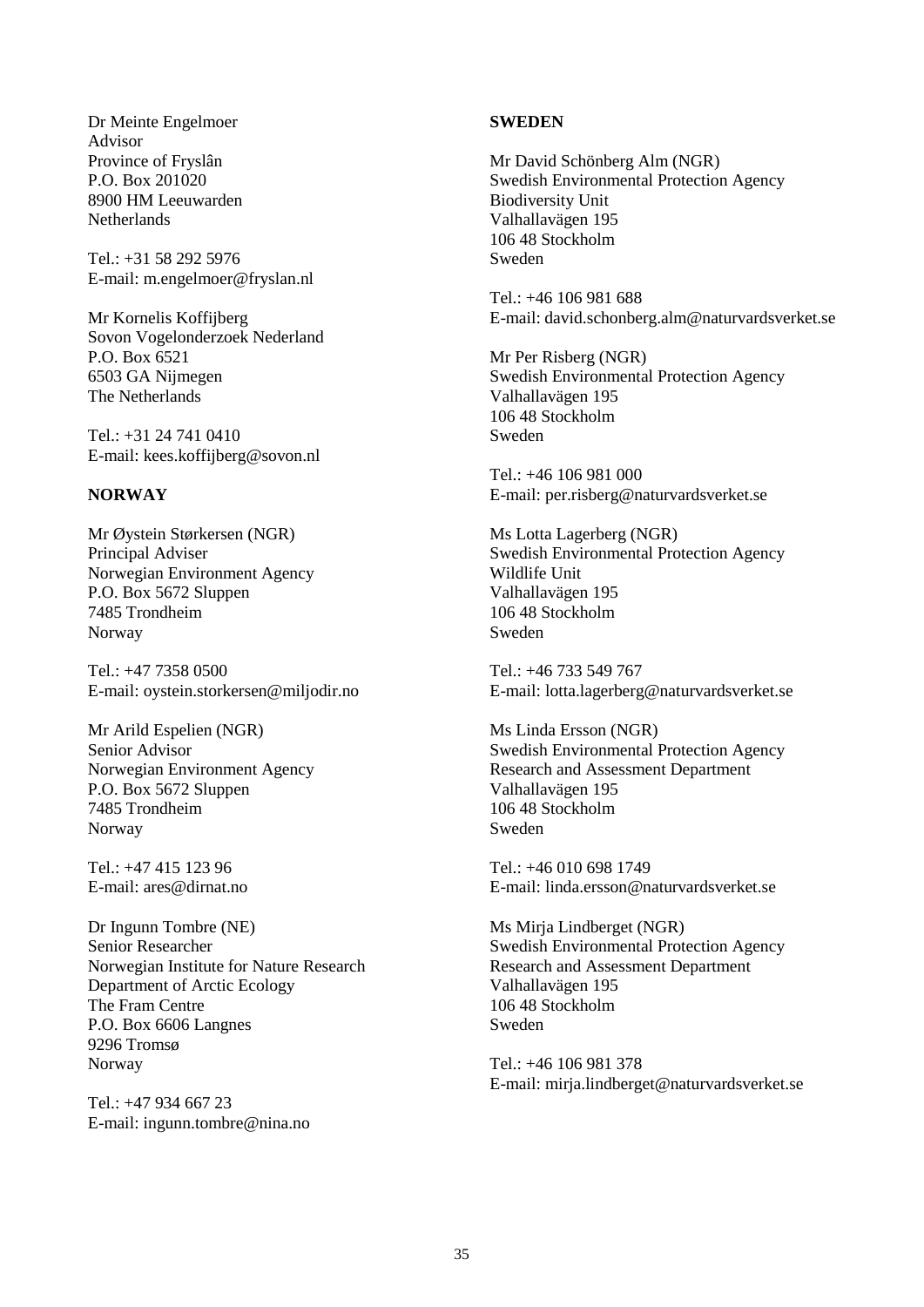Dr Meinte Engelmoer
Advisor
Province of Fryslân
P.O. Box 201020
8900 HM Leeuwarden
Netherlands

Tel.: +31 58 292 5976
E-mail: m.engelmoer@fryslan.nl

Mr Kornelis Koffijberg
Sovon Vogelonderzoek Nederland
P.O. Box 6521
6503 GA Nijmegen
The Netherlands

Tel.: +31 24 741 0410
E-mail: kees.koffijberg@sovon.nl

**NORWAY**

Mr Øystein Størkersen (NGR)
Principal Adviser
Norwegian Environment Agency
P.O. Box 5672 Sluppen
7485 Trondheim
Norway

Tel.: +47 7358 0500
E-mail: oystein.storkersen@miljodir.no

Mr Arild Espelien (NGR)
Senior Advisor
Norwegian Environment Agency
P.O. Box 5672 Sluppen
7485 Trondheim
Norway

Tel.: +47 415 123 96
E-mail: ares@dirnat.no

Dr Ingunn Tombre (NE)
Senior Researcher
Norwegian Institute for Nature Research
Department of Arctic Ecology
The Fram Centre
P.O. Box 6606 Langnes
9296 Tromsø
Norway

Tel.: +47 934 667 23
E-mail: ingunn.tombre@nina.no

**SWEDEN**

Mr David Schönberg Alm (NGR)
Swedish Environmental Protection Agency
Biodiversity Unit
Valhallavägen 195
106 48 Stockholm
Sweden

Tel.: +46 106 981 688
E-mail: david.schonberg.alm@naturvardsverket.se

Mr Per Risberg (NGR)
Swedish Environmental Protection Agency
Valhallavägen 195
106 48 Stockholm
Sweden

Tel.: +46 106 981 000
E-mail: per.risberg@naturvardsverket.se

Ms Lotta Lagerberg (NGR)
Swedish Environmental Protection Agency
Wildlife Unit
Valhallavägen 195
106 48 Stockholm
Sweden

Tel.: +46 733 549 767
E-mail: lotta.lagerberg@naturvardsverket.se

Ms Linda Ersson (NGR)
Swedish Environmental Protection Agency
Research and Assessment Department
Valhallavägen 195
106 48 Stockholm
Sweden

Tel.: +46 010 698 1749
E-mail: linda.ersson@naturvardsverket.se

Ms Mirja Lindberget (NGR)
Swedish Environmental Protection Agency
Research and Assessment Department
Valhallavägen 195
106 48 Stockholm
Sweden

Tel.: +46 106 981 378
E-mail: mirja.lindberget@naturvardsverket.se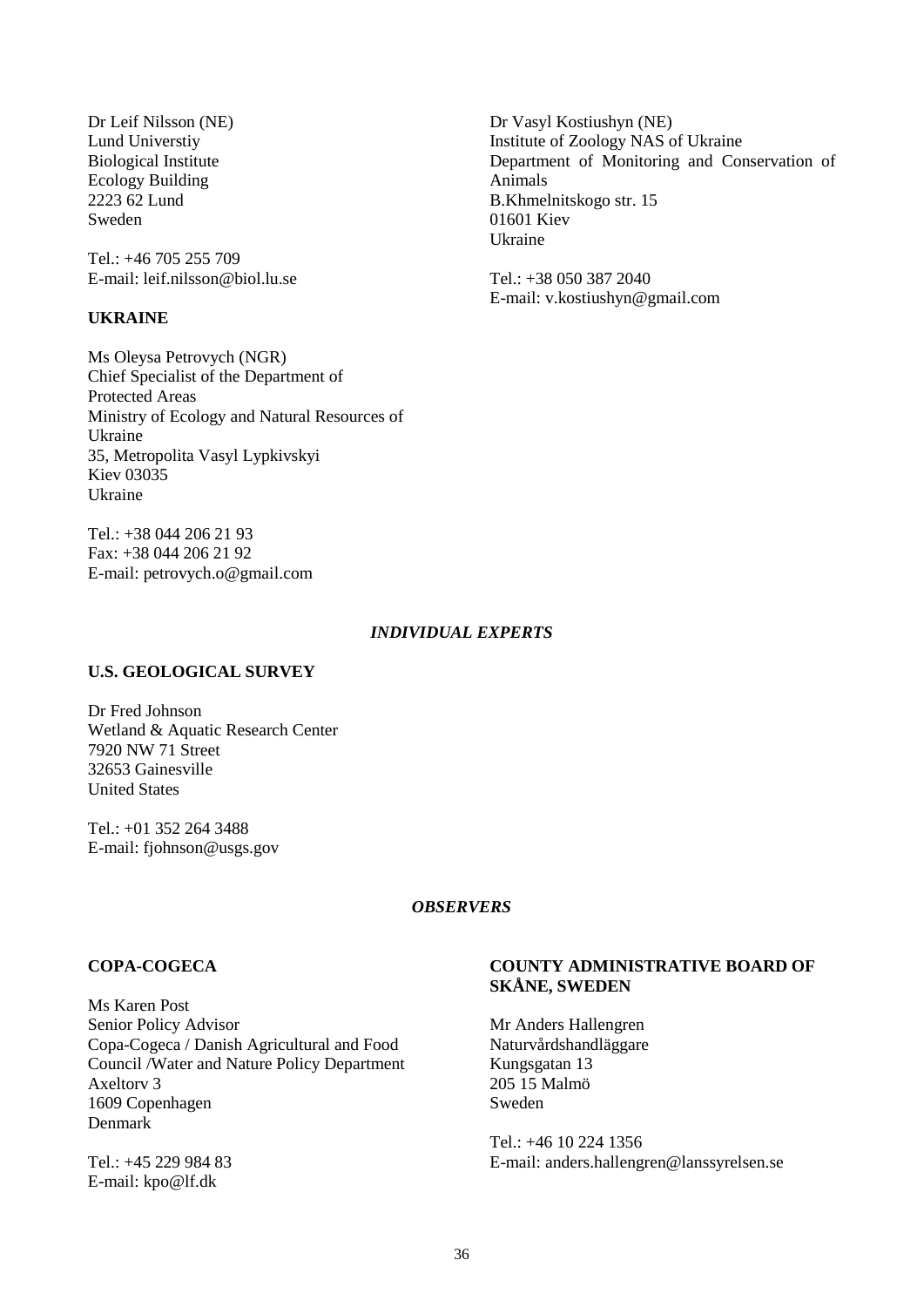Dr Leif Nilsson (NE)
Lund Universtiy
Biological Institute
Ecology Building
2223 62 Lund
Sweden

Tel.: +46 705 255 709
E-mail: leif.nilsson@biol.lu.se

**UKRAINE**

Ms Oleysa Petrovych (NGR)
Chief Specialist of the Department of Protected Areas
Ministry of Ecology and Natural Resources of Ukraine
35, Metropolita Vasyl Lypkivskyi
Kiev 03035
Ukraine

Tel.: +38 044 206 21 93
Fax: +38 044 206 21 92
E-mail: petrovych.o@gmail.com

Dr Vasyl Kostiushyn (NE)
Institute of Zoology NAS of Ukraine
Department of Monitoring and Conservation of Animals
B.Khmelnitskogo str. 15
01601 Kiev
Ukraine

Tel.: +38 050 387 2040
E-mail: v.kostiushyn@gmail.com

***INDIVIDUAL EXPERTS***

**U.S. GEOLOGICAL SURVEY**

Dr Fred Johnson
Wetland & Aquatic Research Center
7920 NW 71 Street
32653 Gainesville
United States

Tel.: +01 352 264 3488
E-mail: fjohnson@usgs.gov

***OBSERVERS***

**COPA-COGECA**

Ms Karen Post
Senior Policy Advisor
Copa-Cogeca / Danish Agricultural and Food Council /Water and Nature Policy Department
Axeltorv 3
1609 Copenhagen
Denmark

Tel.: +45 229 984 83
E-mail: kpo@lf.dk

**COUNTY ADMINISTRATIVE BOARD OF SKÅNE, SWEDEN**

Mr Anders Hallengren
Naturvårdshandläggare
Kungsgatan 13
205 15 Malmö
Sweden

Tel.: +46 10 224 1356
E-mail: anders.hallengren@lanssyrelsen.se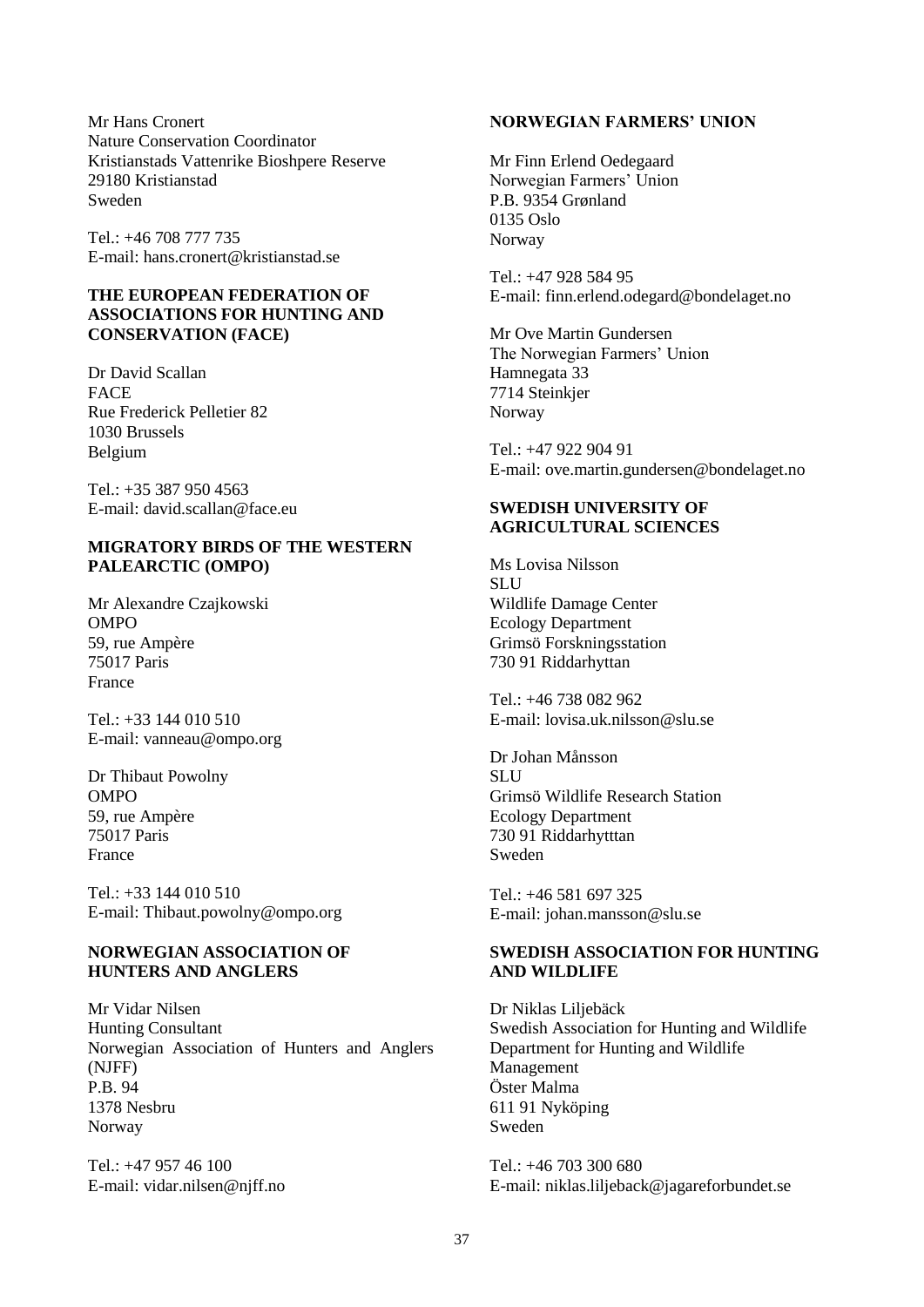Mr Hans Cronert
Nature Conservation Coordinator
Kristianstads Vattenrike Bioshpere Reserve
29180 Kristianstad
Sweden

Tel.: +46 708 777 735
E-mail: hans.cronert@kristianstad.se

**THE EUROPEAN FEDERATION OF ASSOCIATIONS FOR HUNTING AND CONSERVATION (FACE)**

Dr David Scallan
FACE
Rue Frederick Pelletier 82
1030 Brussels
Belgium

Tel.: +35 387 950 4563
E-mail: david.scallan@face.eu

**MIGRATORY BIRDS OF THE WESTERN PALEARCTIC (OMPO)**

Mr Alexandre Czajkowski
OMPO
59, rue Ampère
75017 Paris
France

Tel.: +33 144 010 510
E-mail: vanneau@ompo.org

Dr Thibaut Powolny
OMPO
59, rue Ampère
75017 Paris
France

Tel.: +33 144 010 510
E-mail: Thibaut.powolny@ompo.org

**NORWEGIAN ASSOCIATION OF HUNTERS AND ANGLERS**

Mr Vidar Nilsen
Hunting Consultant
Norwegian Association of Hunters and Anglers (NJFF)
P.B. 94
1378 Nesbru
Norway

Tel.: +47 957 46 100
E-mail: vidar.nilsen@njff.no

**NORWEGIAN FARMERS' UNION**

Mr Finn Erlend Oedegaard
Norwegian Farmers' Union
P.B. 9354 Grønland
0135 Oslo
Norway

Tel.: +47 928 584 95
E-mail: finn.erlend.odegard@bondelaget.no

Mr Ove Martin Gundersen
The Norwegian Farmers' Union
Hamnegata 33
7714 Steinkjer
Norway

Tel.: +47 922 904 91
E-mail: ove.martin.gundersen@bondelaget.no

**SWEDISH UNIVERSITY OF AGRICULTURAL SCIENCES**

Ms Lovisa Nilsson
SLU
Wildlife Damage Center
Ecology Department
Grimsö Forskningsstation
730 91 Riddarhyttan

Tel.: +46 738 082 962
E-mail: lovisa.uk.nilsson@slu.se

Dr Johan Månsson
SLU
Grimsö Wildlife Research Station
Ecology Department
730 91 Riddarhytttan
Sweden

Tel.: +46 581 697 325
E-mail: johan.mansson@slu.se

**SWEDISH ASSOCIATION FOR HUNTING AND WILDLIFE**

Dr Niklas Liljebäck
Swedish Association for Hunting and Wildlife
Department for Hunting and Wildlife Management
Öster Malma
611 91 Nyköping
Sweden

Tel.: +46 703 300 680
E-mail: niklas.liljeback@jagareforbundet.se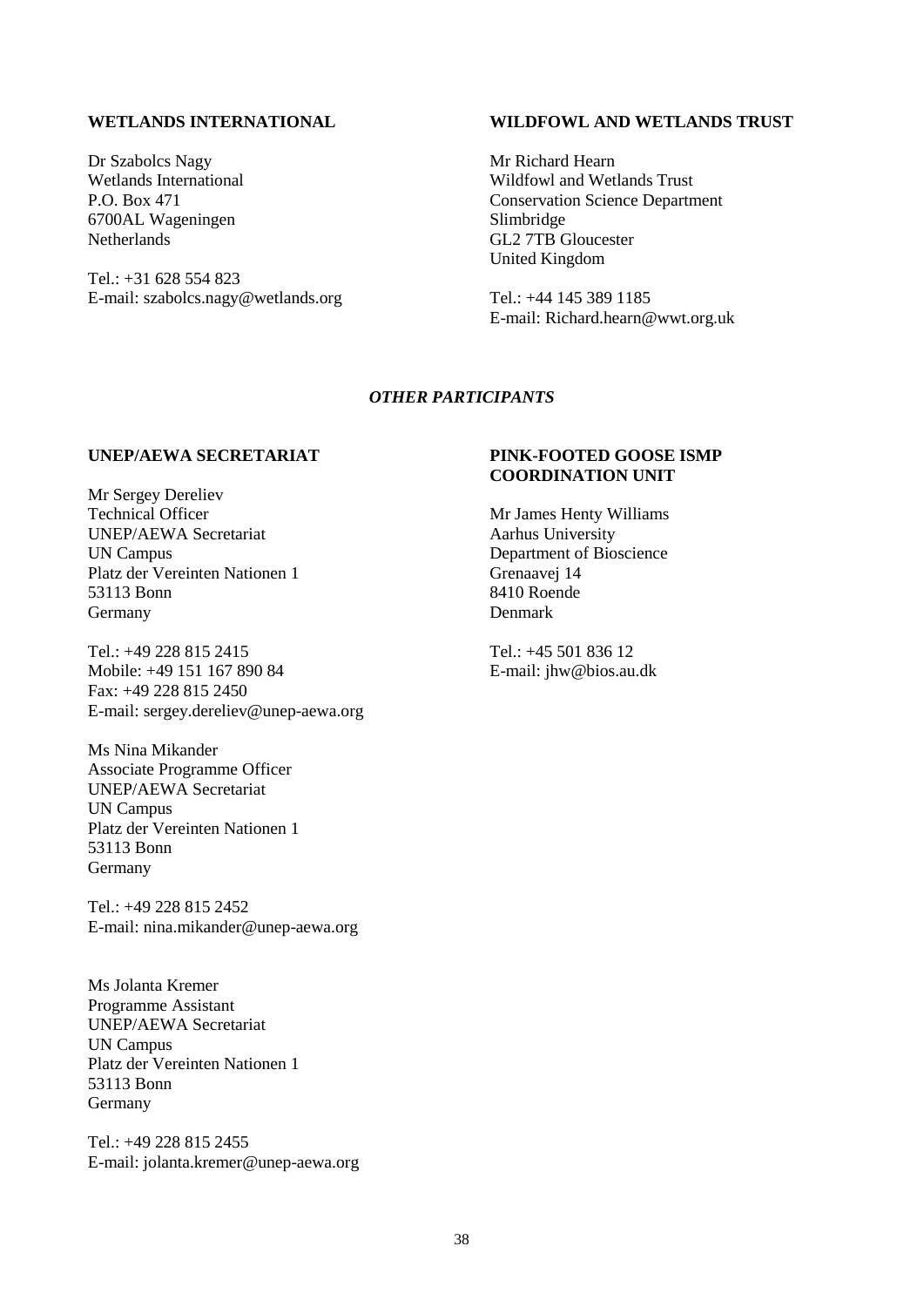**WETLANDS INTERNATIONAL**

Dr Szabolcs Nagy
Wetlands International
P.O. Box 471
6700AL Wageningen
Netherlands

Tel.: +31 628 554 823
E-mail: szabolcs.nagy@wetlands.org

**WILDFOWL AND WETLANDS TRUST**

Mr Richard Hearn
Wildfowl and Wetlands Trust
Conservation Science Department
Slimbridge
GL2 7TB Gloucester
United Kingdom

Tel.: +44 145 389 1185
E-mail: Richard.hearn@wwt.org.uk

***OTHER PARTICIPANTS***

**UNEP/AEWA SECRETARIAT**

Mr Sergey Dereliev
Technical Officer
UNEP/AEWA Secretariat
UN Campus
Platz der Vereinten Nationen 1
53113 Bonn
Germany

Tel.: +49 228 815 2415
Mobile: +49 151 167 890 84
Fax: +49 228 815 2450
E-mail: sergey.dereliev@unep-aewa.org

Ms Nina Mikander
Associate Programme Officer
UNEP/AEWA Secretariat
UN Campus
Platz der Vereinten Nationen 1
53113 Bonn
Germany

Tel.: +49 228 815 2452
E-mail: nina.mikander@unep-aewa.org

Ms Jolanta Kremer
Programme Assistant
UNEP/AEWA Secretariat
UN Campus
Platz der Vereinten Nationen 1
53113 Bonn
Germany

Tel.: +49 228 815 2455
E-mail: jolanta.kremer@unep-aewa.org

**PINK-FOOTED GOOSE ISMP COORDINATION UNIT**

Mr James Henty Williams
Aarhus University
Department of Bioscience
Grenaavej 14
8410 Roende
Denmark

Tel.: +45 501 836 12
E-mail: jhw@bios.au.dk